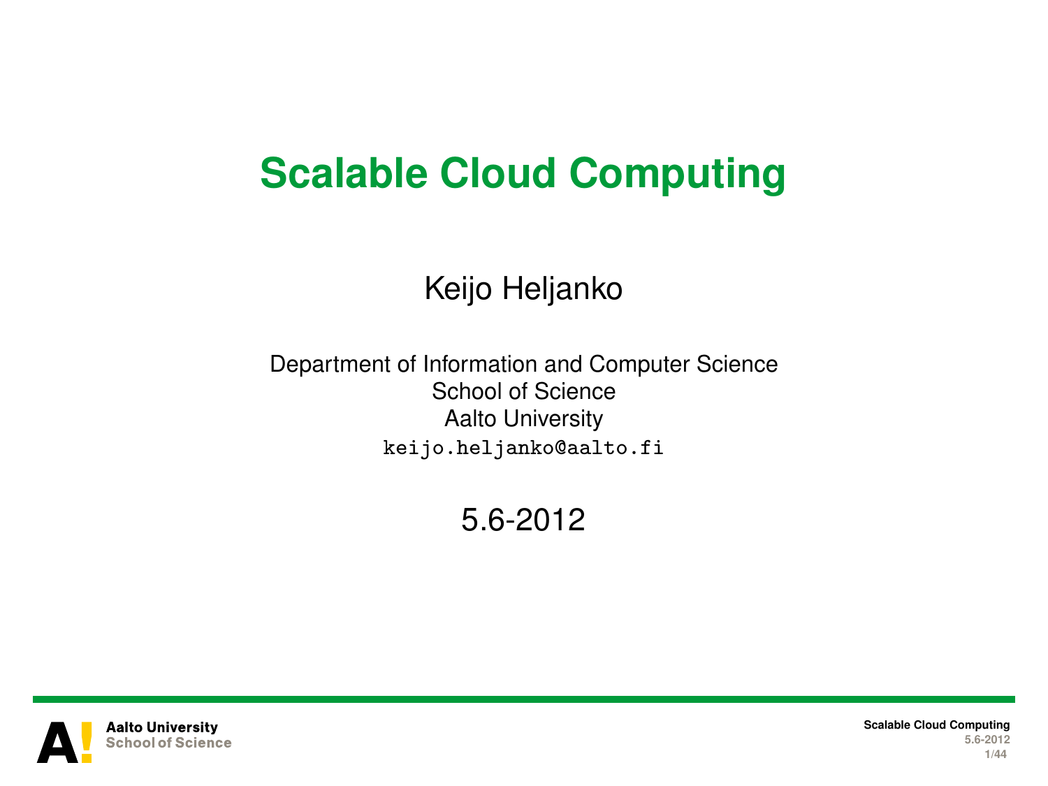# Scalable Cloud Computing

Keijo Heljanko

Department of Information and Computer Science
School of Science
Aalto University
`keijo.heljanko@aalto.fi`

5.6-2012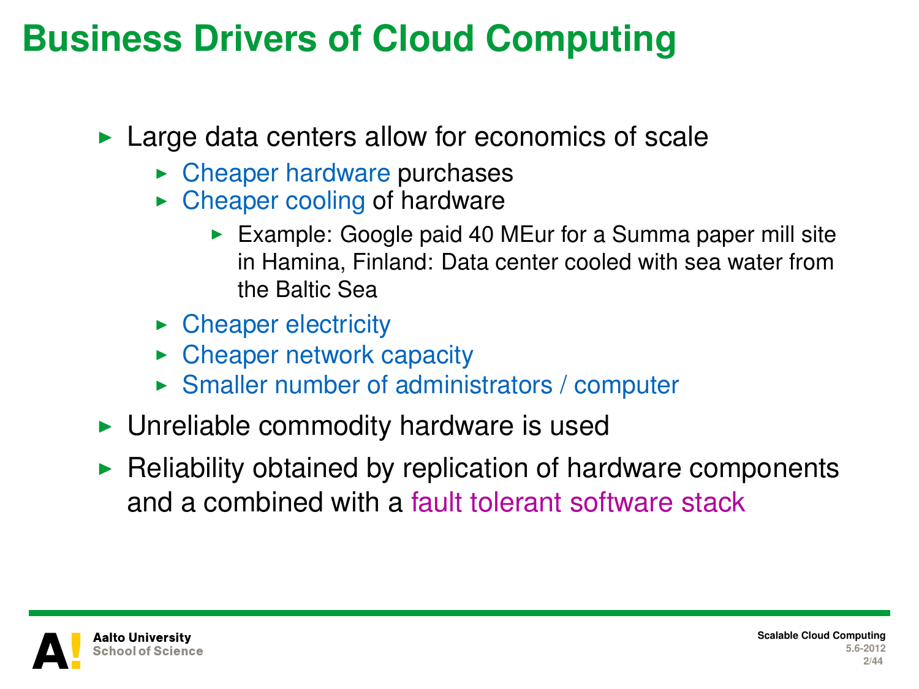# Business Drivers of Cloud Computing

- Large data centers allow for economics of scale
  - Cheaper hardware purchases
  - Cheaper cooling of hardware
    - Example: Google paid 40 MEur for a Summa paper mill site in Hamina, Finland: Data center cooled with sea water from the Baltic Sea
  - Cheaper electricity
  - Cheaper network capacity
  - Smaller number of administrators / computer
- Unreliable commodity hardware is used
- Reliability obtained by replication of hardware components and a combined with a fault tolerant software stack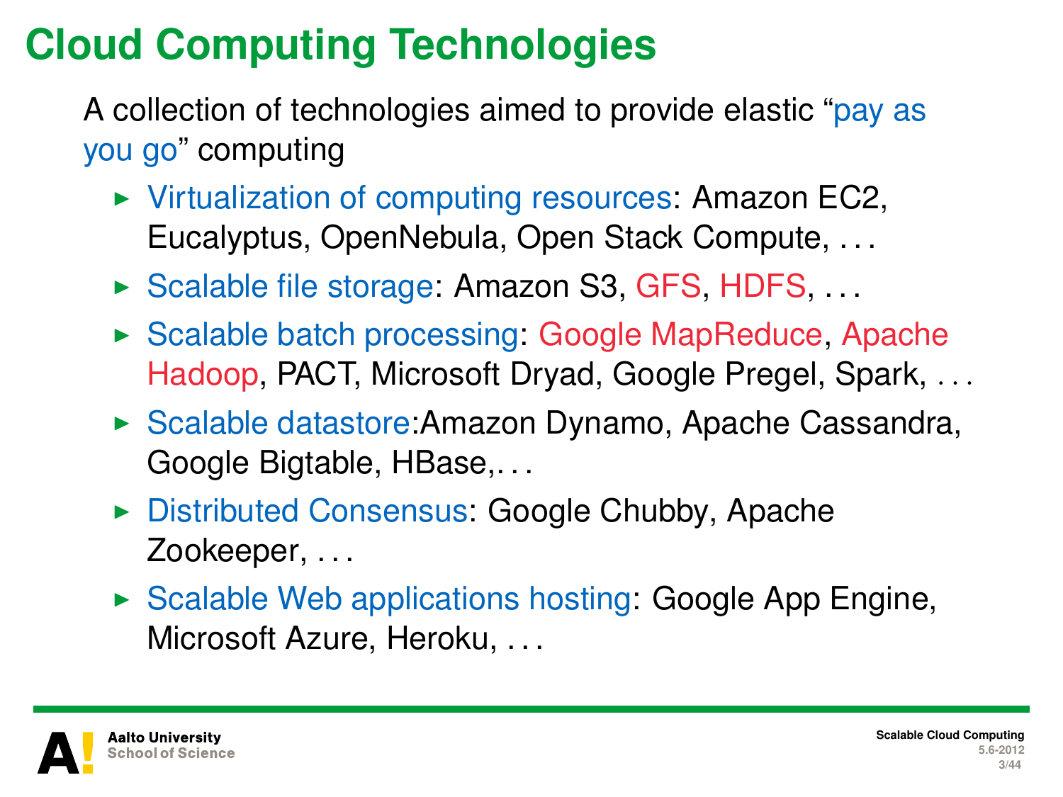# Cloud Computing Technologies

A collection of technologies aimed to provide elastic "pay as you go" computing

- Virtualization of computing resources: Amazon EC2, Eucalyptus, OpenNebula, Open Stack Compute, . . .
- Scalable file storage: Amazon S3, GFS, HDFS, . . .
- Scalable batch processing: Google MapReduce, Apache Hadoop, PACT, Microsoft Dryad, Google Pregel, Spark, . . .
- Scalable datastore:Amazon Dynamo, Apache Cassandra, Google Bigtable, HBase,. . .
- Distributed Consensus: Google Chubby, Apache Zookeeper, . . .
- Scalable Web applications hosting: Google App Engine, Microsoft Azure, Heroku, . . .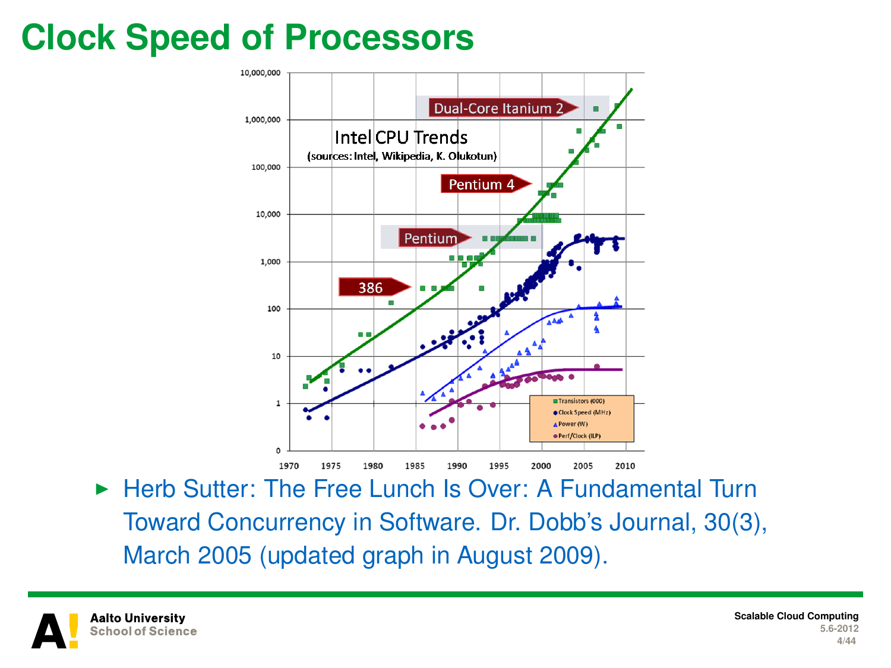# Clock Speed of Processors

- Herb Sutter: The Free Lunch Is Over: A Fundamental Turn Toward Concurrency in Software. Dr. Dobb's Journal, 30(3), March 2005 (updated graph in August 2009).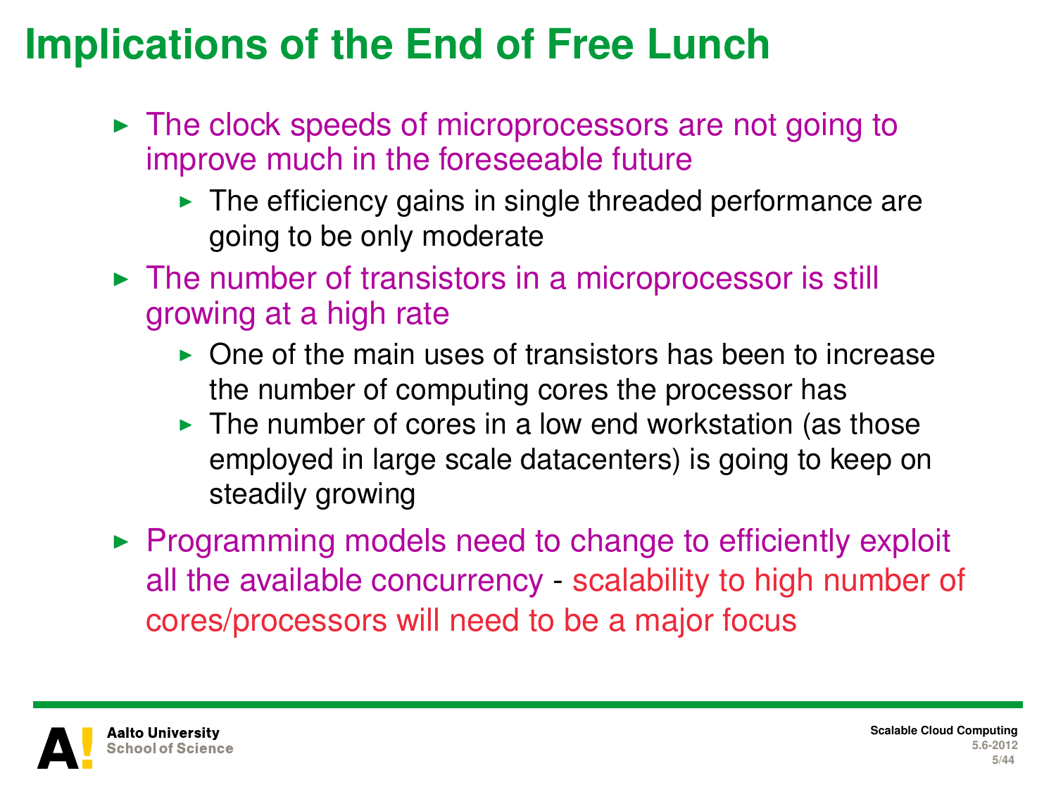# Implications of the End of Free Lunch

- The clock speeds of microprocessors are not going to improve much in the foreseeable future
  - The efficiency gains in single threaded performance are going to be only moderate
- The number of transistors in a microprocessor is still growing at a high rate
  - One of the main uses of transistors has been to increase the number of computing cores the processor has
  - The number of cores in a low end workstation (as those employed in large scale datacenters) is going to keep on steadily growing
- Programming models need to change to efficiently exploit all the available concurrency - scalability to high number of cores/processors will need to be a major focus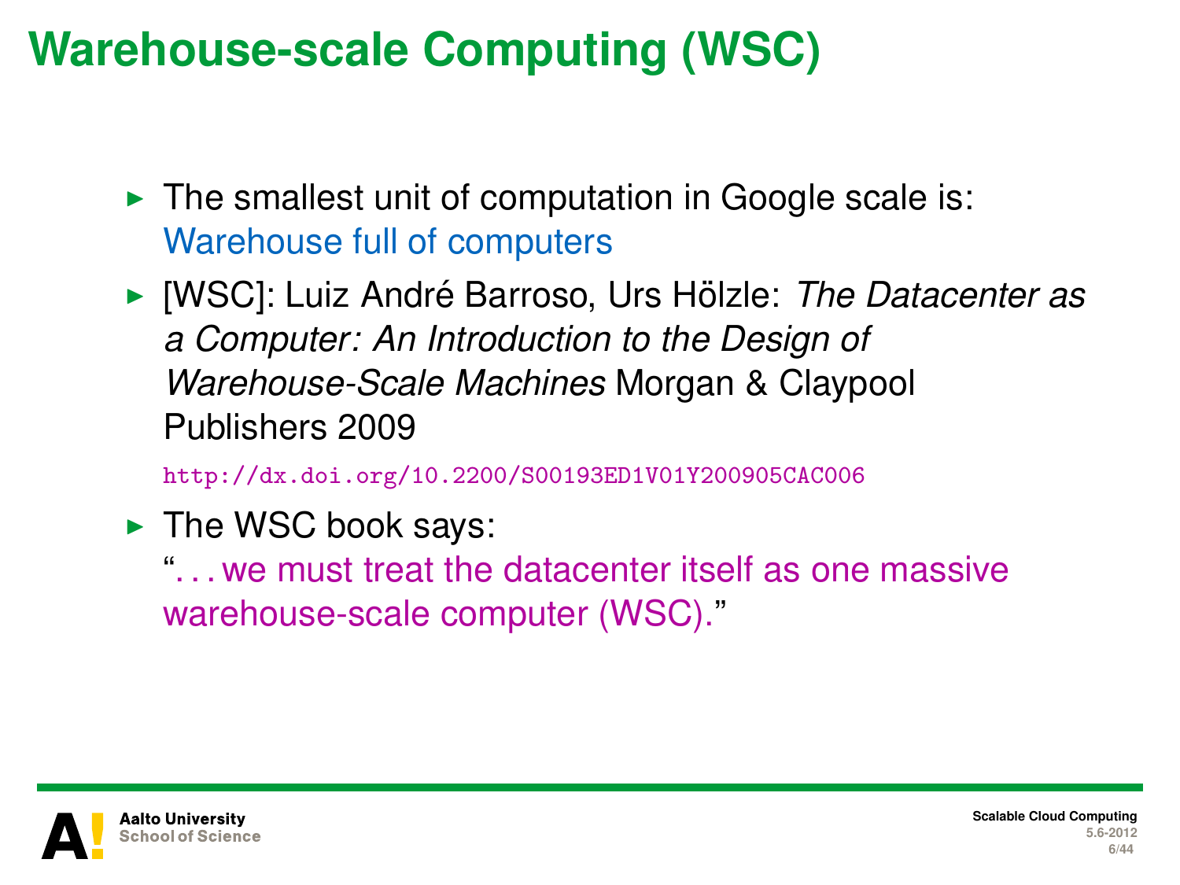# Warehouse-scale Computing (WSC)

- The smallest unit of computation in Google scale is: Warehouse full of computers
- [WSC]: Luiz André Barroso, Urs Hölzle: *The Datacenter as a Computer: An Introduction to the Design of Warehouse-Scale Machines* Morgan & Claypool Publishers 2009

  http://dx.doi.org/10.2200/S00193ED1V01Y200905CAC006
- The WSC book says:
  "...we must treat the datacenter itself as one massive warehouse-scale computer (WSC)."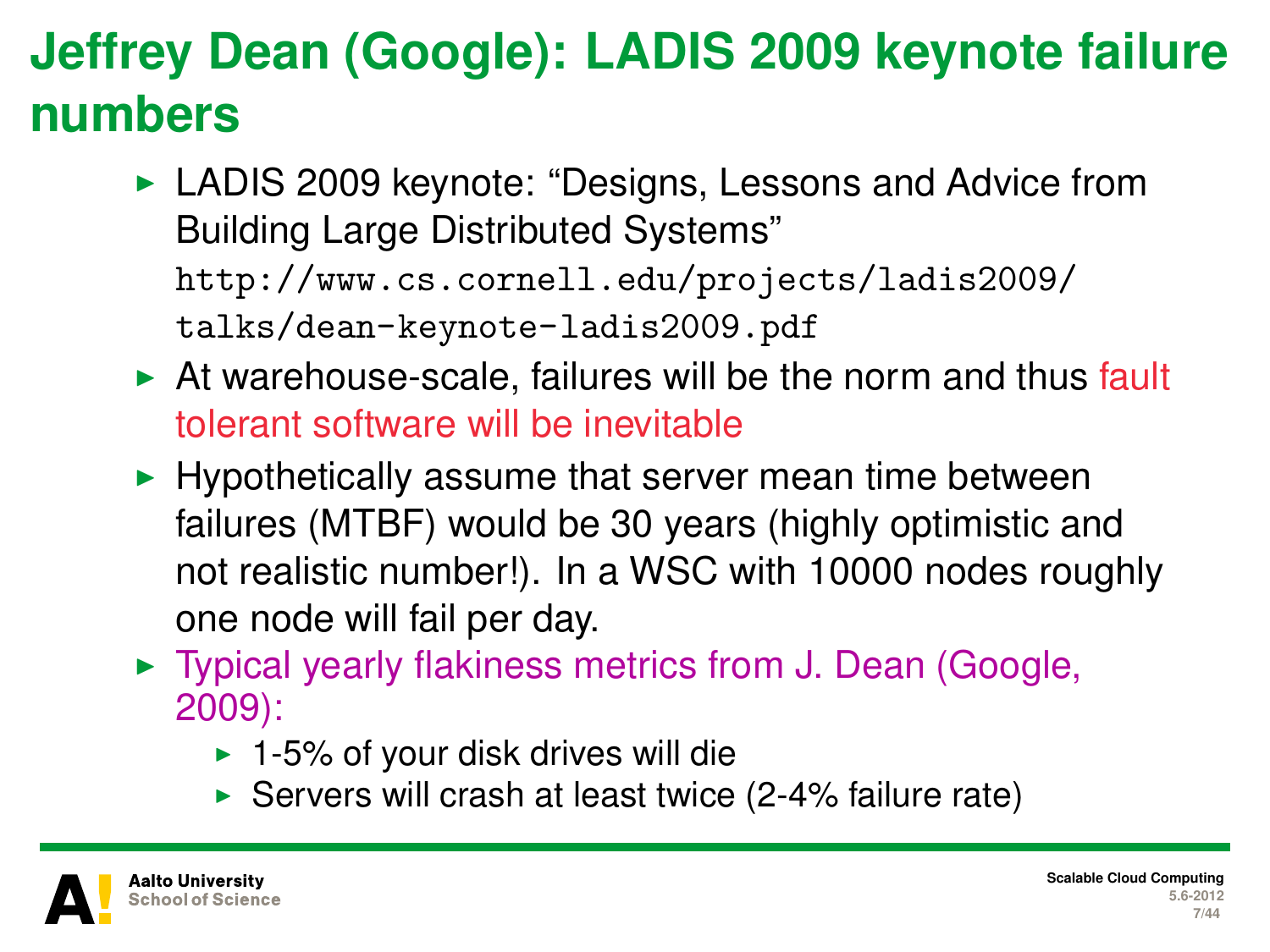# Jeffrey Dean (Google): LADIS 2009 keynote failure numbers

- LADIS 2009 keynote: "Designs, Lessons and Advice from Building Large Distributed Systems" `http://www.cs.cornell.edu/projects/ladis2009/talks/dean-keynote-ladis2009.pdf`
- At warehouse-scale, failures will be the norm and thus fault tolerant software will be inevitable
- Hypothetically assume that server mean time between failures (MTBF) would be 30 years (highly optimistic and not realistic number!). In a WSC with 10000 nodes roughly one node will fail per day.
- Typical yearly flakiness metrics from J. Dean (Google, 2009):
  - 1-5% of your disk drives will die
  - Servers will crash at least twice (2-4% failure rate)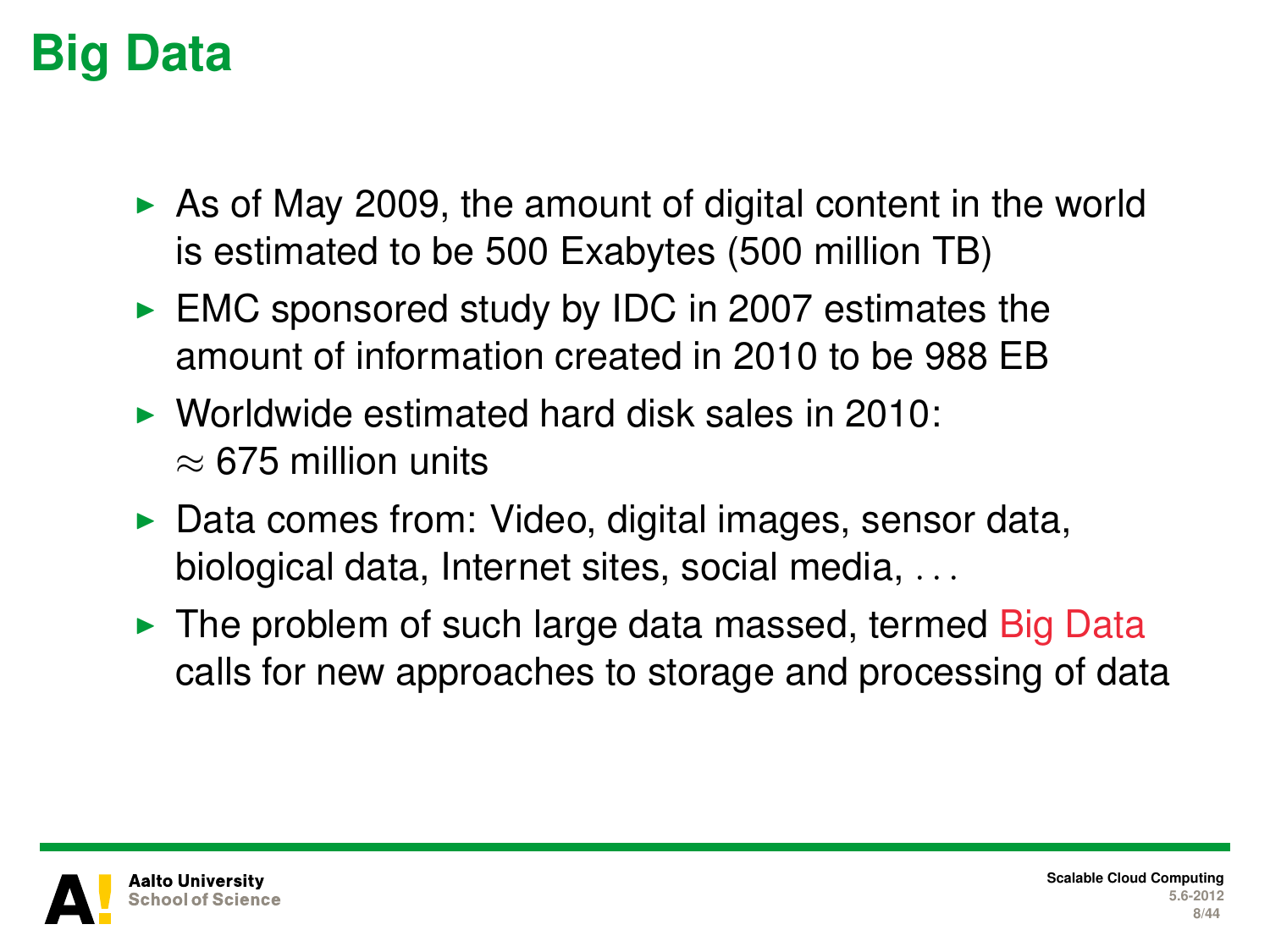# Big Data

- As of May 2009, the amount of digital content in the world is estimated to be 500 Exabytes (500 million TB)
- EMC sponsored study by IDC in 2007 estimates the amount of information created in 2010 to be 988 EB
- Worldwide estimated hard disk sales in 2010: $\approx$ 675 million units
- Data comes from: Video, digital images, sensor data, biological data, Internet sites, social media, ...
- The problem of such large data massed, termed Big Data calls for new approaches to storage and processing of data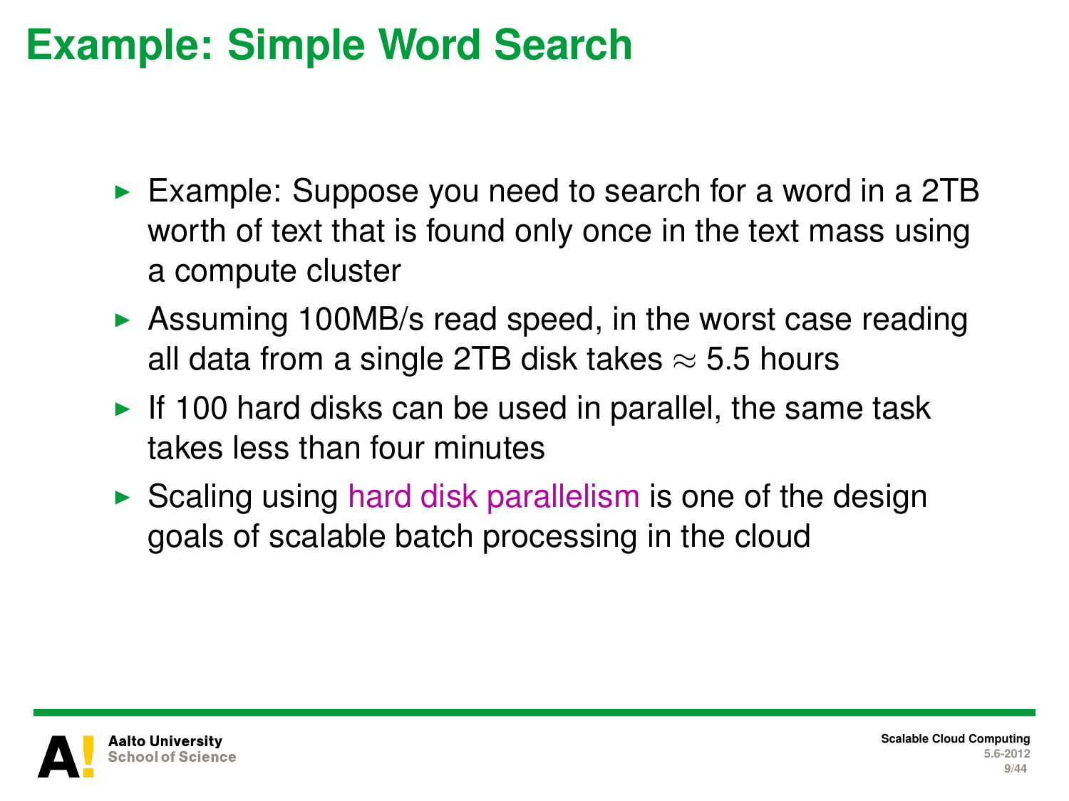# Example: Simple Word Search

- Example: Suppose you need to search for a word in a 2TB worth of text that is found only once in the text mass using a compute cluster
- Assuming 100MB/s read speed, in the worst case reading all data from a single 2TB disk takes $\approx$ 5.5 hours
- If 100 hard disks can be used in parallel, the same task takes less than four minutes
- Scaling using hard disk parallelism is one of the design goals of scalable batch processing in the cloud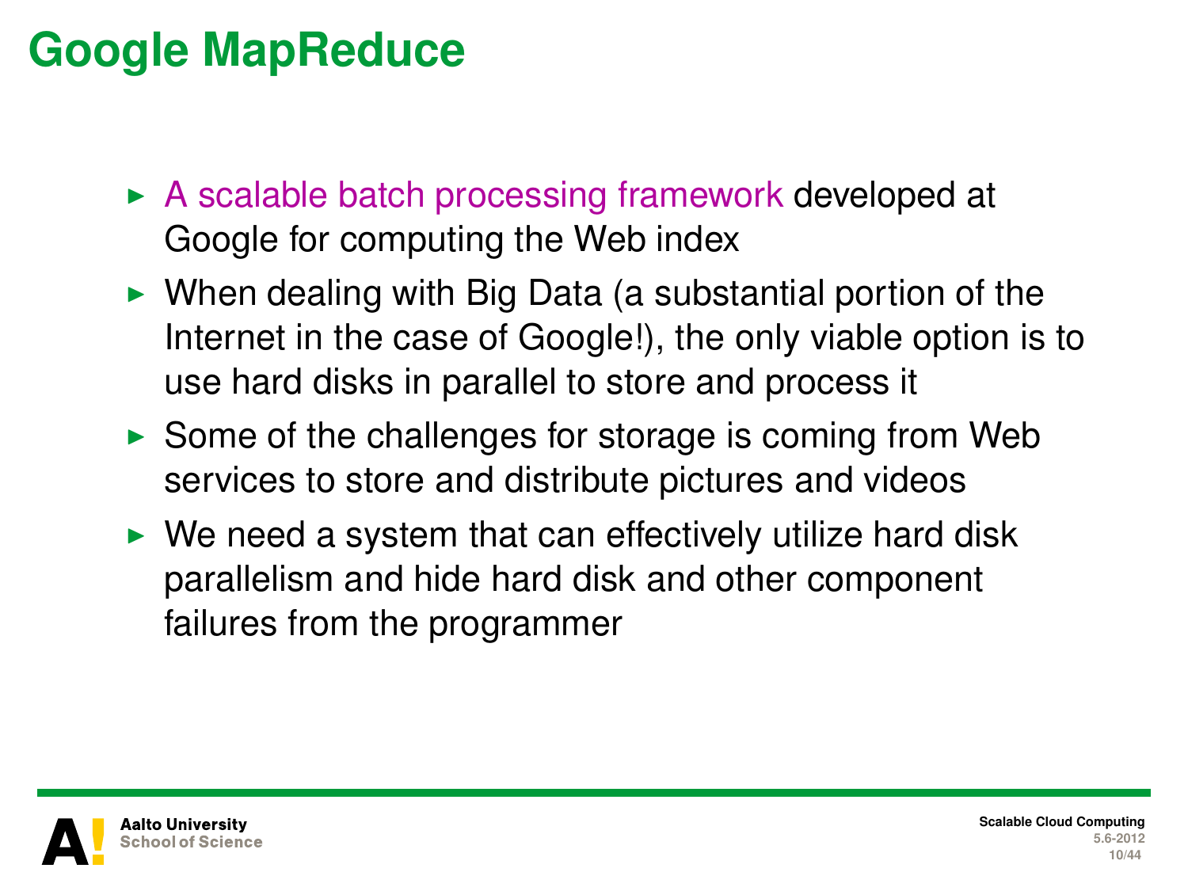# Google MapReduce

- A scalable batch processing framework developed at Google for computing the Web index
- When dealing with Big Data (a substantial portion of the Internet in the case of Google!), the only viable option is to use hard disks in parallel to store and process it
- Some of the challenges for storage is coming from Web services to store and distribute pictures and videos
- We need a system that can effectively utilize hard disk parallelism and hide hard disk and other component failures from the programmer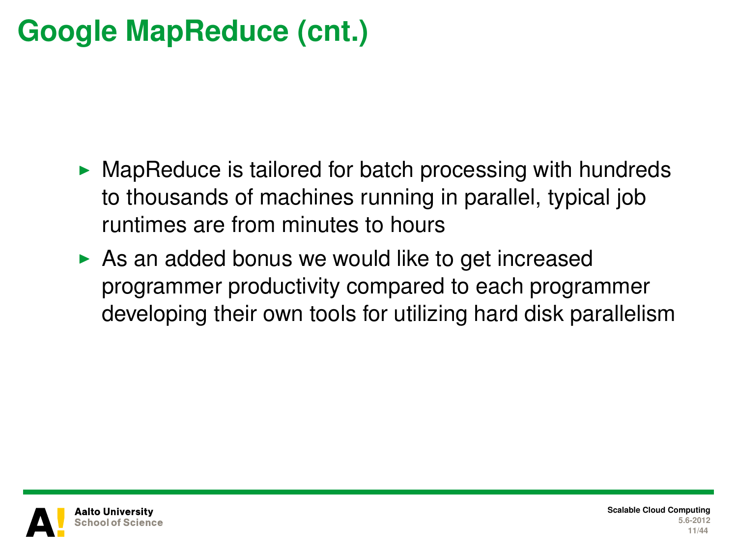# Google MapReduce (cnt.)

- MapReduce is tailored for batch processing with hundreds to thousands of machines running in parallel, typical job runtimes are from minutes to hours
- As an added bonus we would like to get increased programmer productivity compared to each programmer developing their own tools for utilizing hard disk parallelism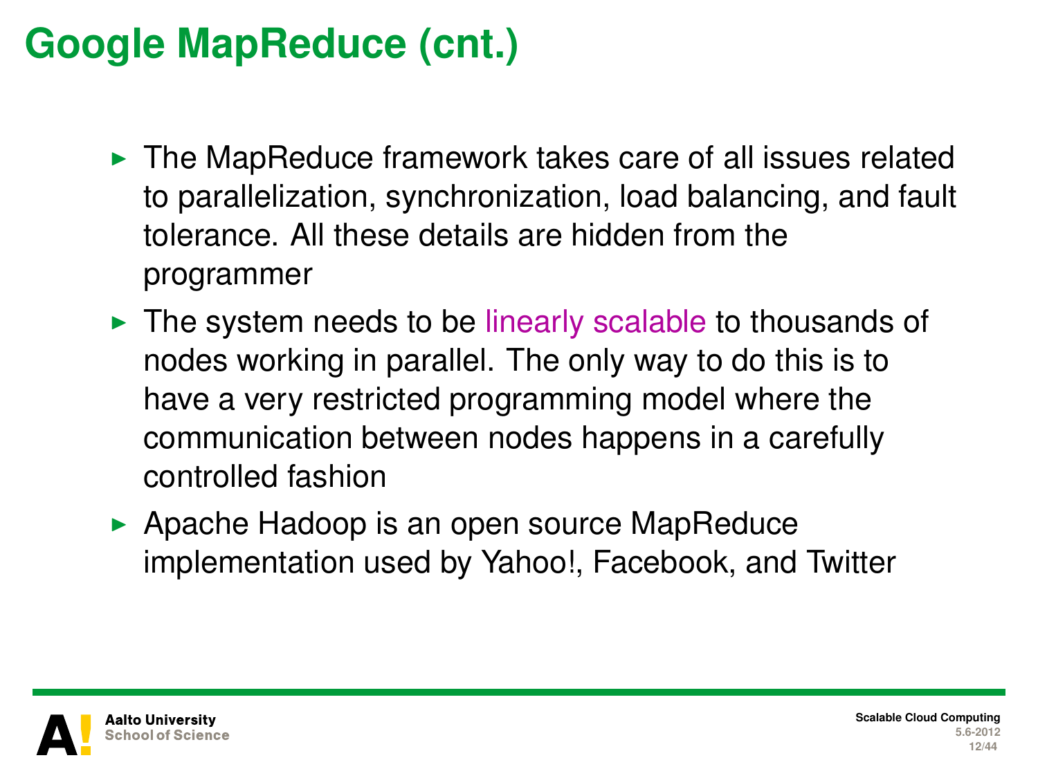# Google MapReduce (cnt.)

- The MapReduce framework takes care of all issues related to parallelization, synchronization, load balancing, and fault tolerance. All these details are hidden from the programmer
- The system needs to be linearly scalable to thousands of nodes working in parallel. The only way to do this is to have a very restricted programming model where the communication between nodes happens in a carefully controlled fashion
- Apache Hadoop is an open source MapReduce implementation used by Yahoo!, Facebook, and Twitter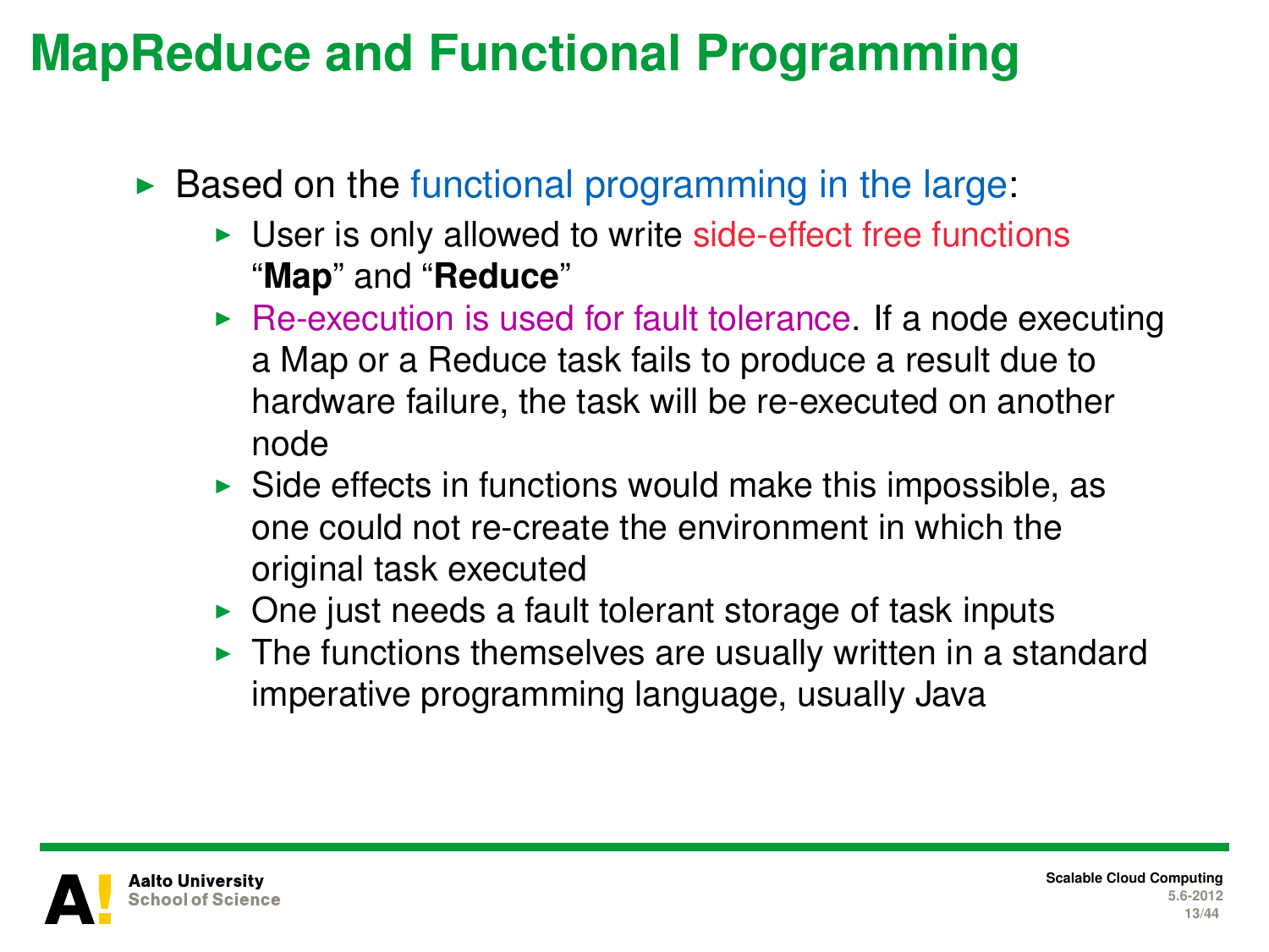# MapReduce and Functional Programming

- Based on the functional programming in the large:
  - User is only allowed to write side-effect free functions "**Map**" and "**Reduce**"
  - Re-execution is used for fault tolerance. If a node executing a Map or a Reduce task fails to produce a result due to hardware failure, the task will be re-executed on another node
  - Side effects in functions would make this impossible, as one could not re-create the environment in which the original task executed
  - One just needs a fault tolerant storage of task inputs
  - The functions themselves are usually written in a standard imperative programming language, usually Java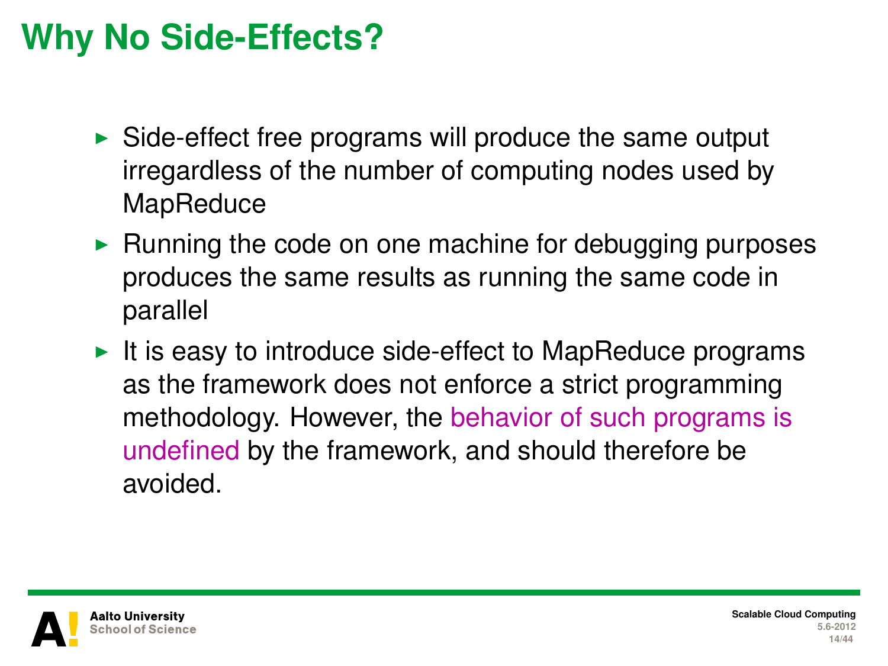# Why No Side-Effects?

- Side-effect free programs will produce the same output irregardless of the number of computing nodes used by MapReduce
- Running the code on one machine for debugging purposes produces the same results as running the same code in parallel
- It is easy to introduce side-effect to MapReduce programs as the framework does not enforce a strict programming methodology. However, the behavior of such programs is undefined by the framework, and should therefore be avoided.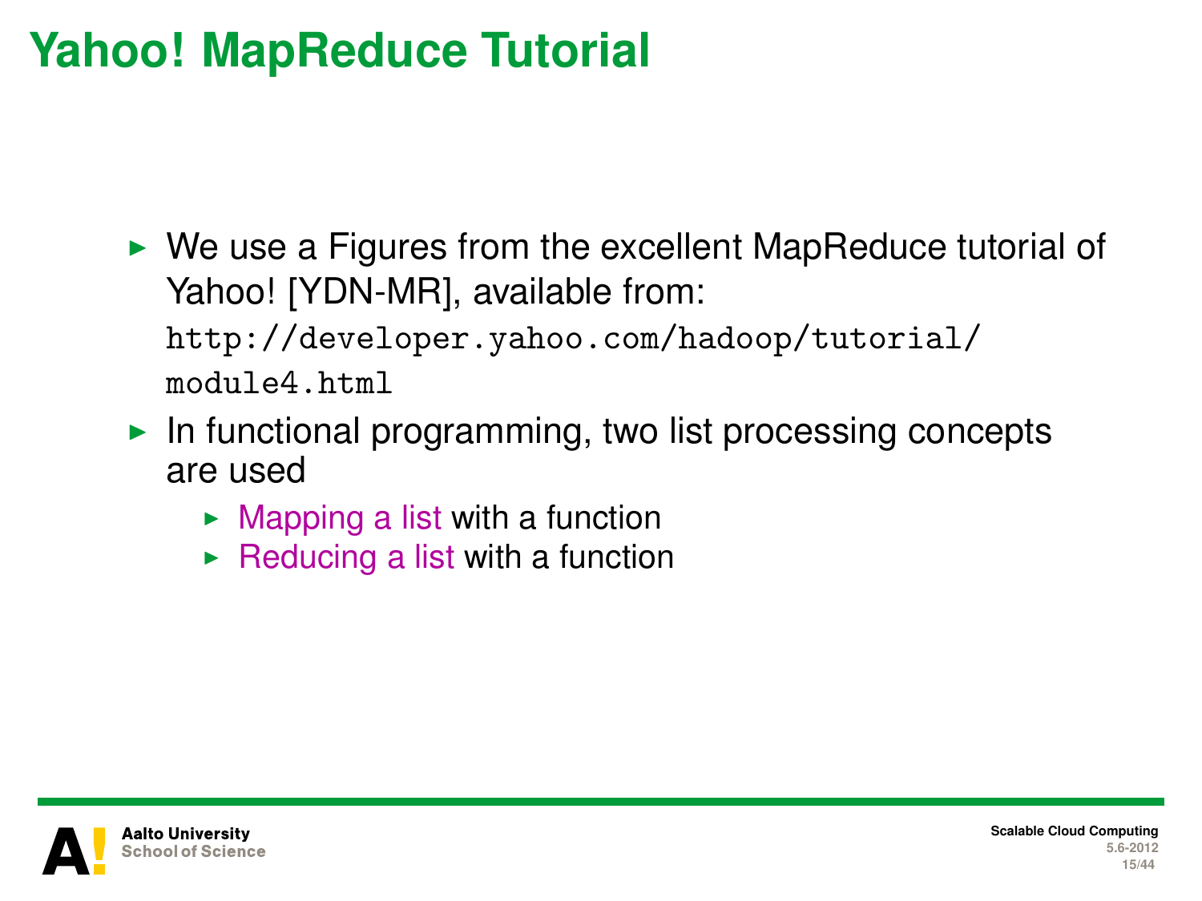# Yahoo! MapReduce Tutorial

- We use a Figures from the excellent MapReduce tutorial of Yahoo! [YDN-MR], available from: `http://developer.yahoo.com/hadoop/tutorial/module4.html`
- In functional programming, two list processing concepts are used
  - Mapping a list with a function
  - Reducing a list with a function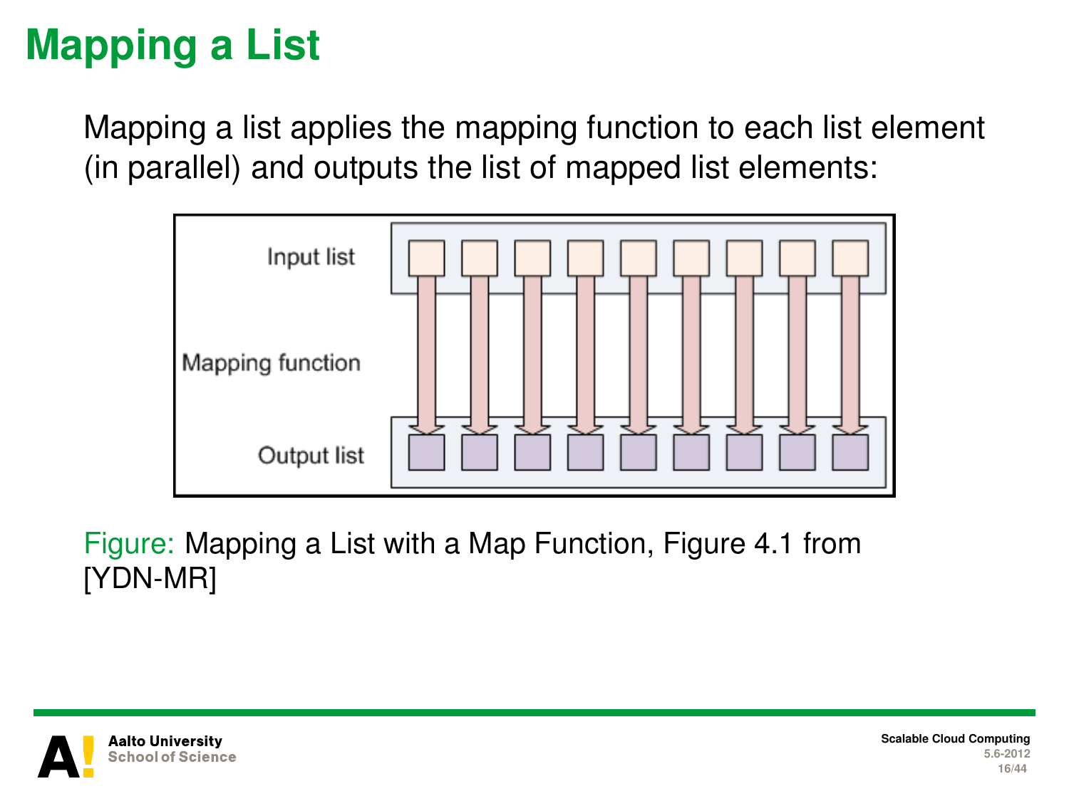# Mapping a List

Mapping a list applies the mapping function to each list element (in parallel) and outputs the list of mapped list elements:

Figure: Mapping a List with a Map Function, Figure 4.1 from [YDN-MR]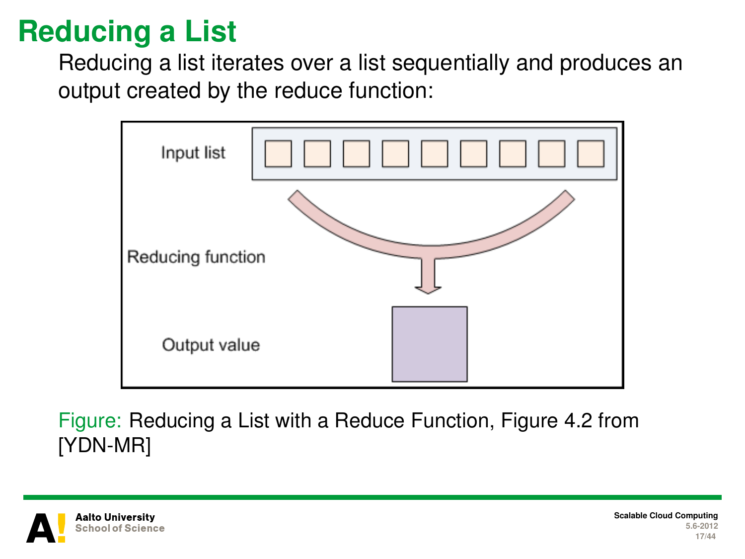# Reducing a List

Reducing a list iterates over a list sequentially and produces an output created by the reduce function:

Input list

Reducing function

Output value

Figure: Reducing a List with a Reduce Function, Figure 4.2 from [YDN-MR]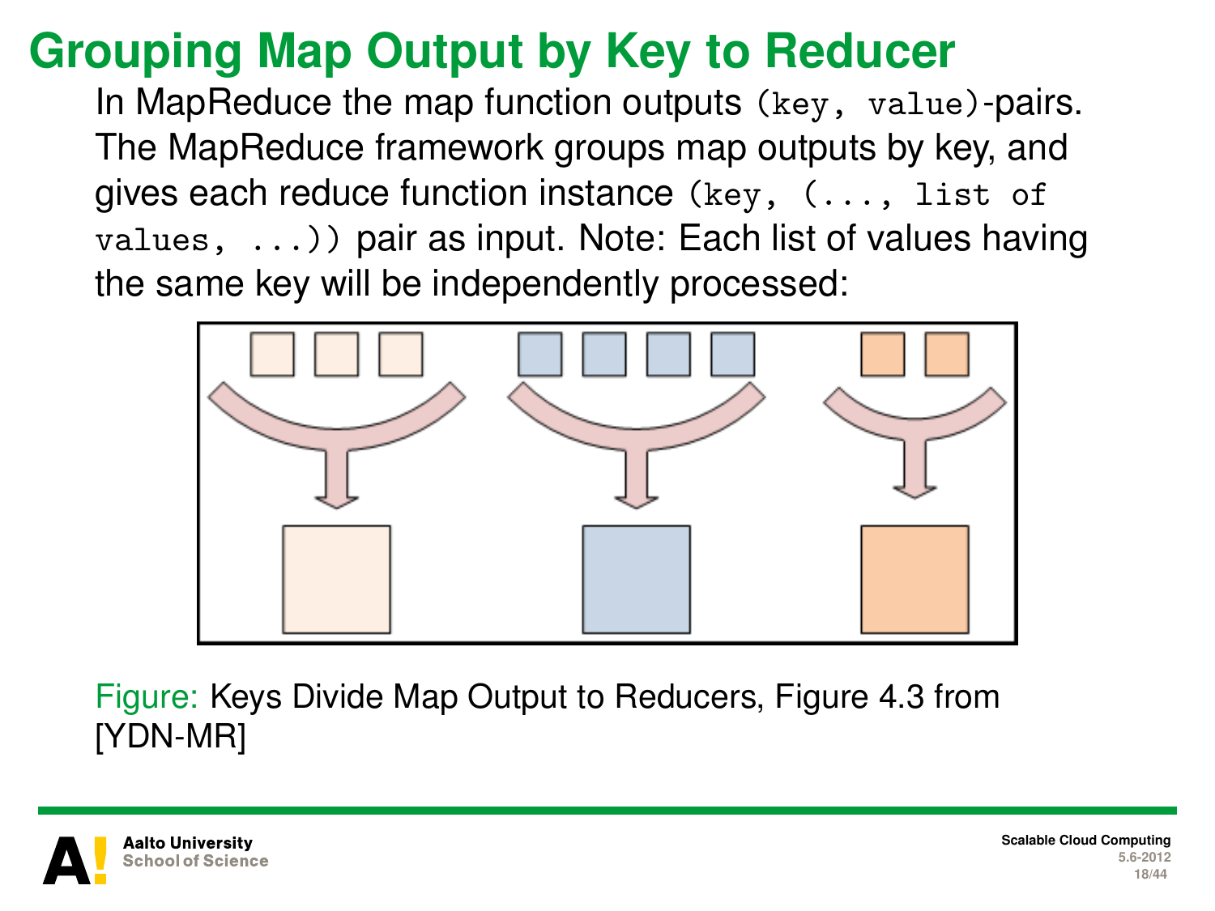# Grouping Map Output by Key to Reducer

In MapReduce the map function outputs `(key, value)`-pairs. The MapReduce framework groups map outputs by key, and gives each reduce function instance `(key, (..., list of values, ...))` pair as input. Note: Each list of values having the same key will be independently processed:

Figure: Keys Divide Map Output to Reducers, Figure 4.3 from [YDN-MR]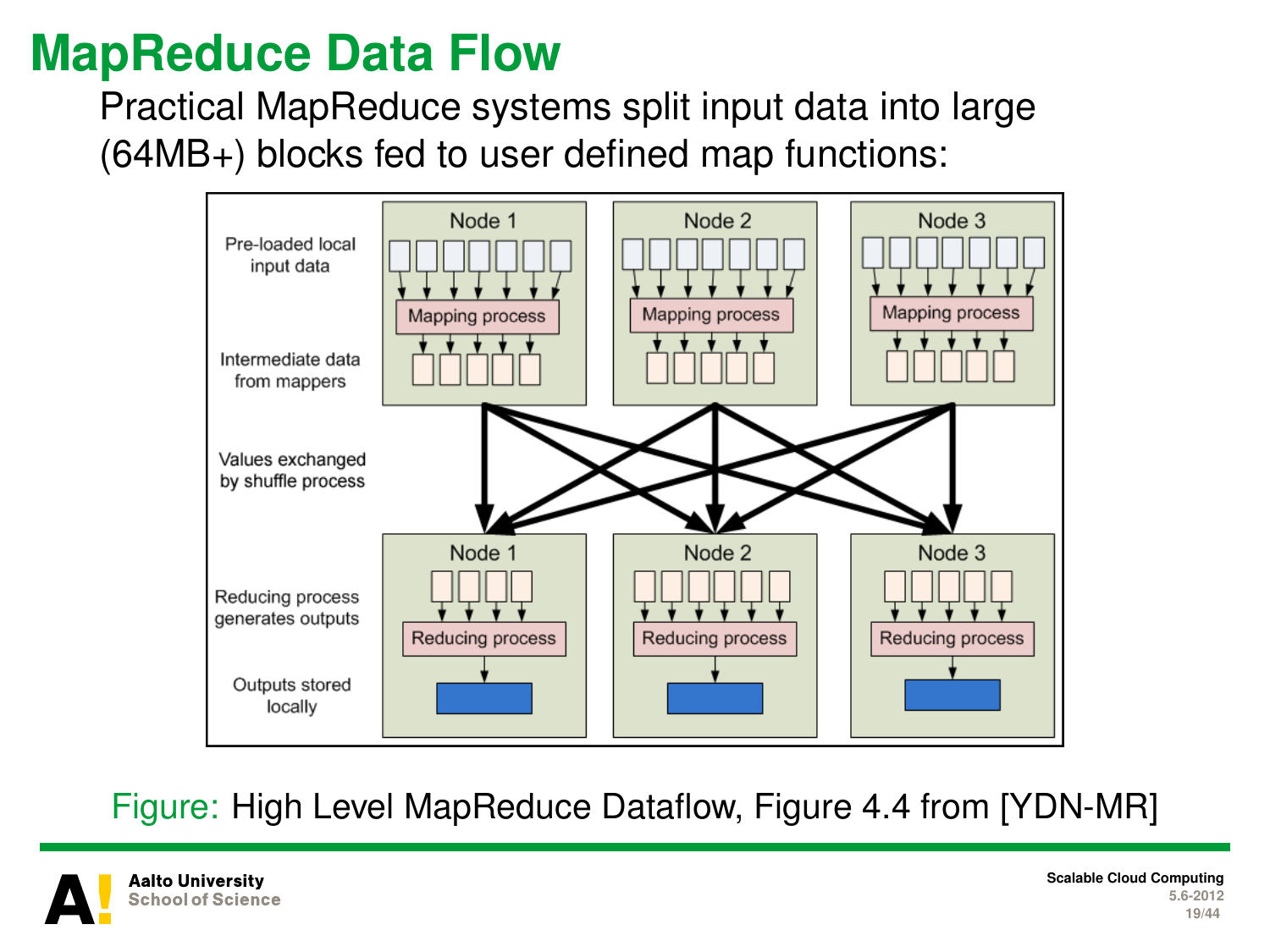# MapReduce Data Flow

Practical MapReduce systems split input data into large (64MB+) blocks fed to user defined map functions:

Figure: High Level MapReduce Dataflow, Figure 4.4 from [YDN-MR]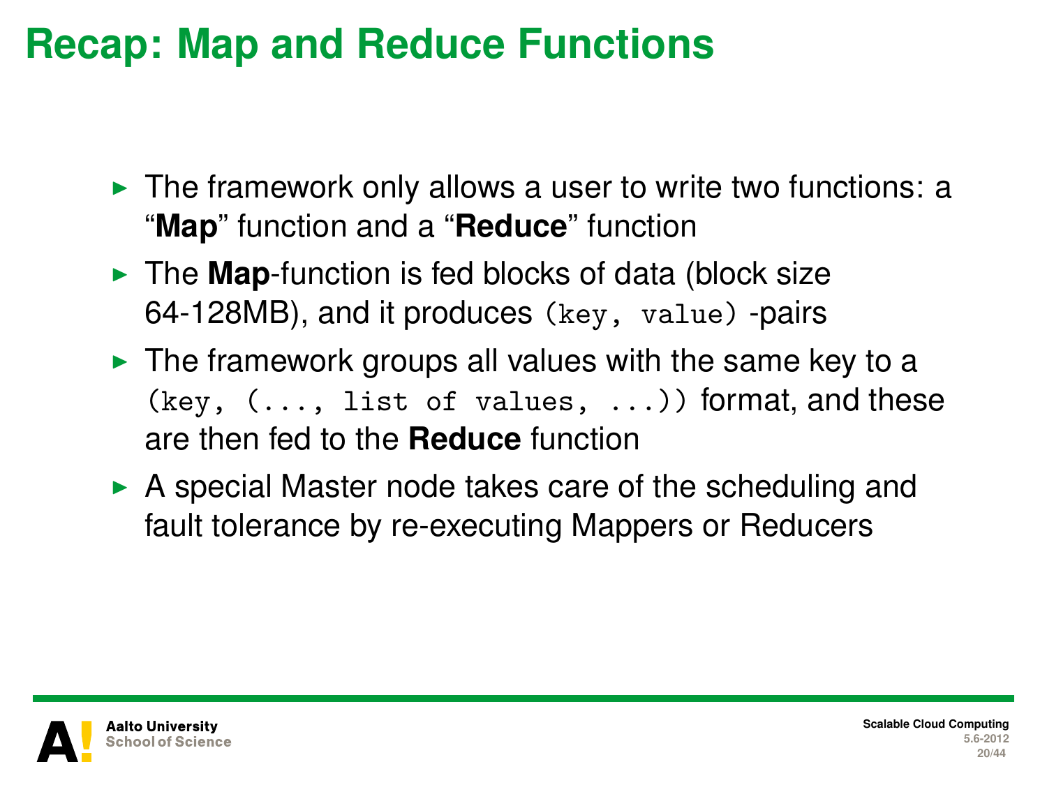# Recap: Map and Reduce Functions

- The framework only allows a user to write two functions: a "**Map**" function and a "**Reduce**" function
- The **Map**-function is fed blocks of data (block size 64-128MB), and it produces `(key, value)` -pairs
- The framework groups all values with the same key to a `(key, (..., list of values, ...))` format, and these are then fed to the **Reduce** function
- A special Master node takes care of the scheduling and fault tolerance by re-executing Mappers or Reducers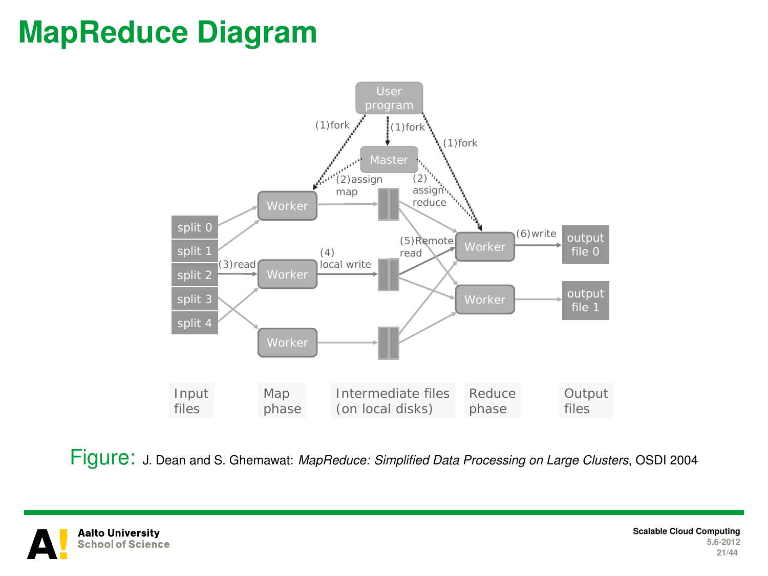# MapReduce Diagram

User program

(1)fork (1)fork (1)fork

Master

(2)assign map

(2) assign reduce

split 0
split 1
split 2
split 3
split 4

(3)read

Worker
Worker
Worker

(4) local write

(5)Remote read

Worker
Worker

(6)write

output file 0
output file 1

Input files | Map phase | Intermediate files (on local disks) | Reduce phase | Output files

Figure: J. Dean and S. Ghemawat: *MapReduce: Simplified Data Processing on Large Clusters*, OSDI 2004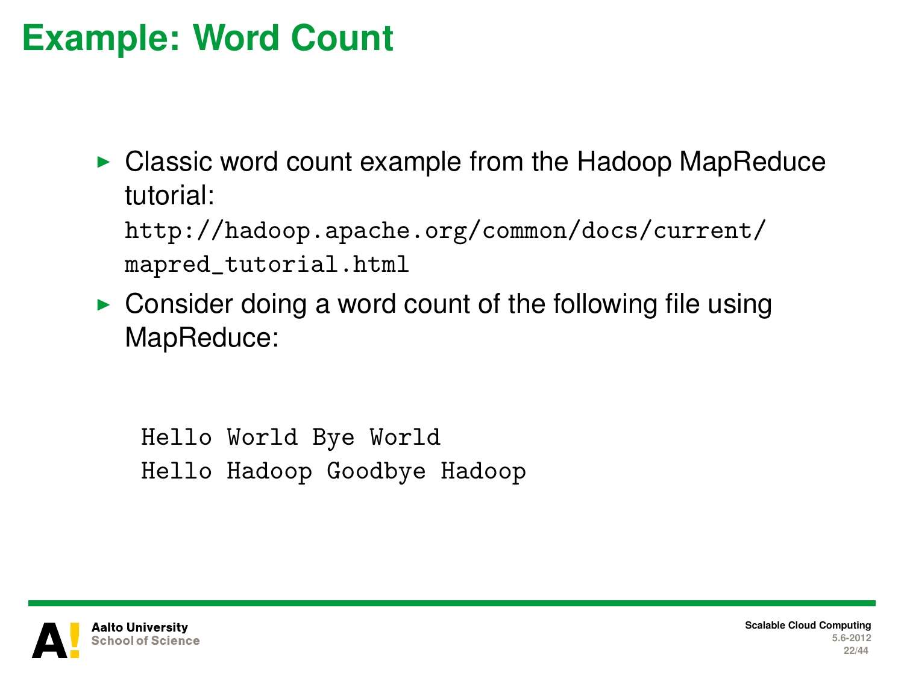# Example: Word Count

- Classic word count example from the Hadoop MapReduce tutorial:
  `http://hadoop.apache.org/common/docs/current/mapred_tutorial.html`
- Consider doing a word count of the following file using MapReduce:

```
Hello World Bye World
Hello Hadoop Goodbye Hadoop
```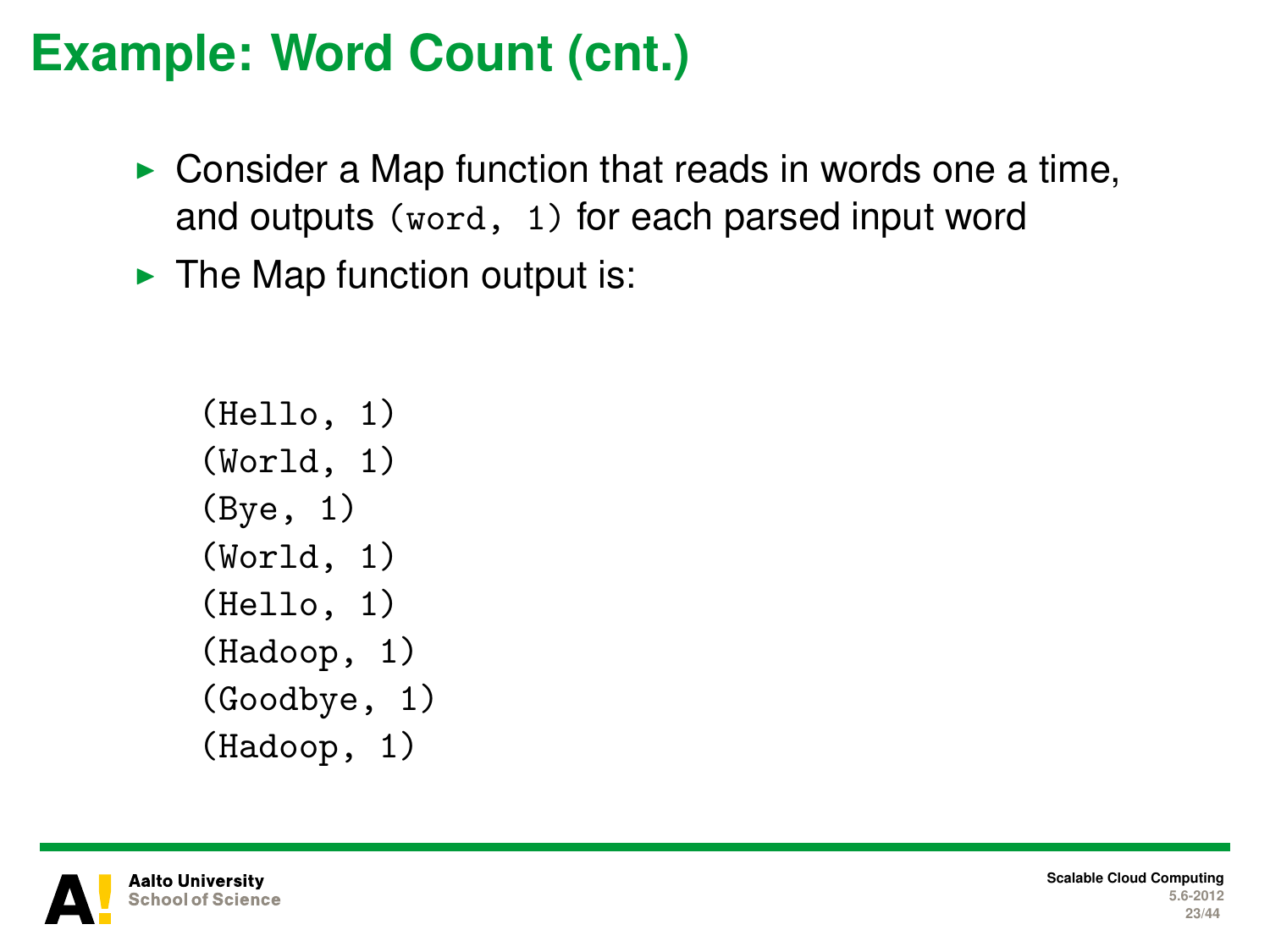# Example: Word Count (cnt.)

- Consider a Map function that reads in words one a time, and outputs `(word, 1)` for each parsed input word
- The Map function output is:

```
(Hello, 1)
(World, 1)
(Bye, 1)
(World, 1)
(Hello, 1)
(Hadoop, 1)
(Goodbye, 1)
(Hadoop, 1)
```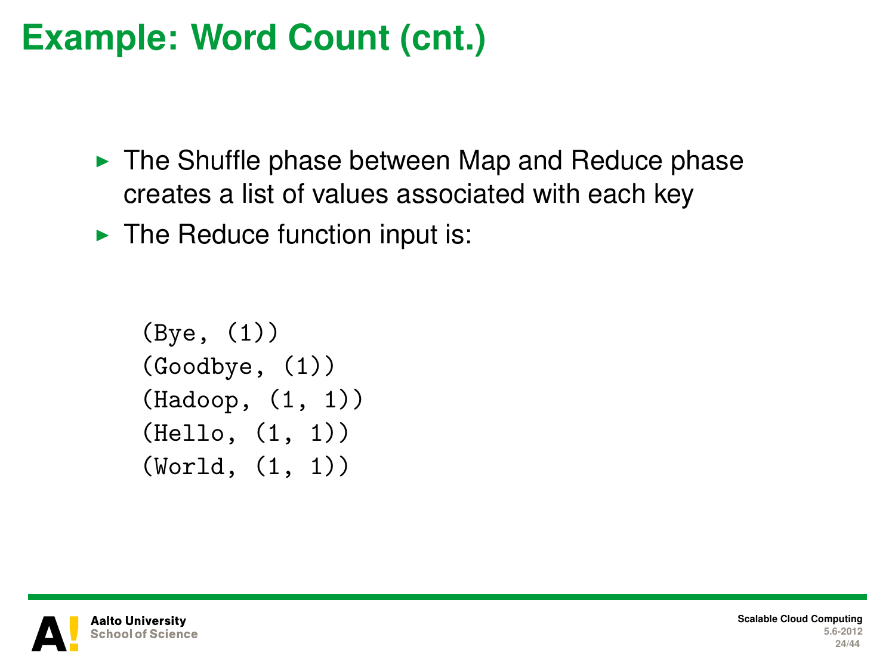# Example: Word Count (cnt.)

- The Shuffle phase between Map and Reduce phase creates a list of values associated with each key
- The Reduce function input is:

```
(Bye, (1))
(Goodbye, (1))
(Hadoop, (1, 1))
(Hello, (1, 1))
(World, (1, 1))
```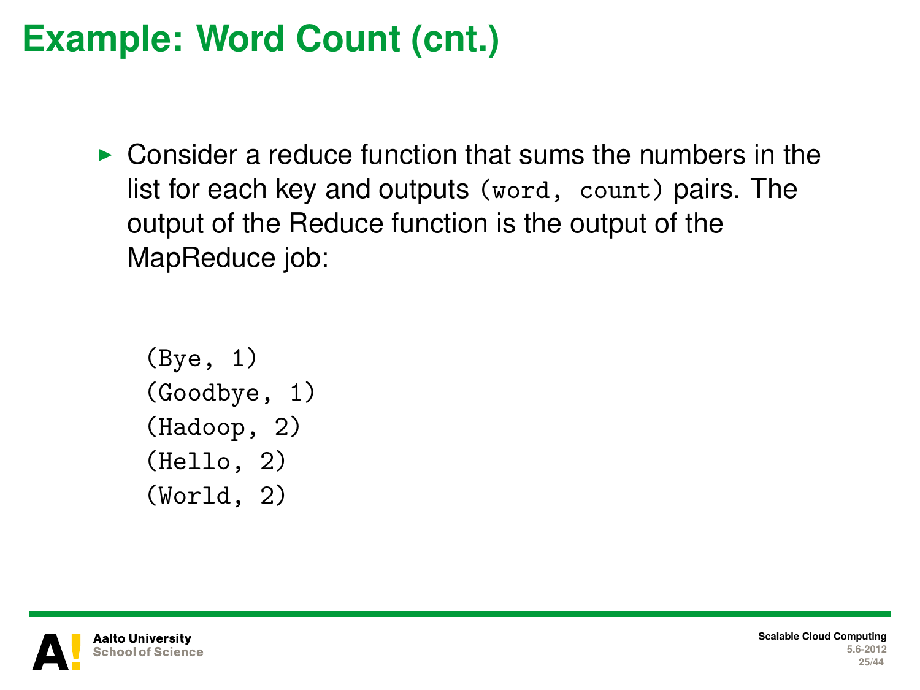# Example: Word Count (cnt.)

- Consider a reduce function that sums the numbers in the list for each key and outputs `(word, count)` pairs. The output of the Reduce function is the output of the MapReduce job:

```
(Bye, 1)
(Goodbye, 1)
(Hadoop, 2)
(Hello, 2)
(World, 2)
```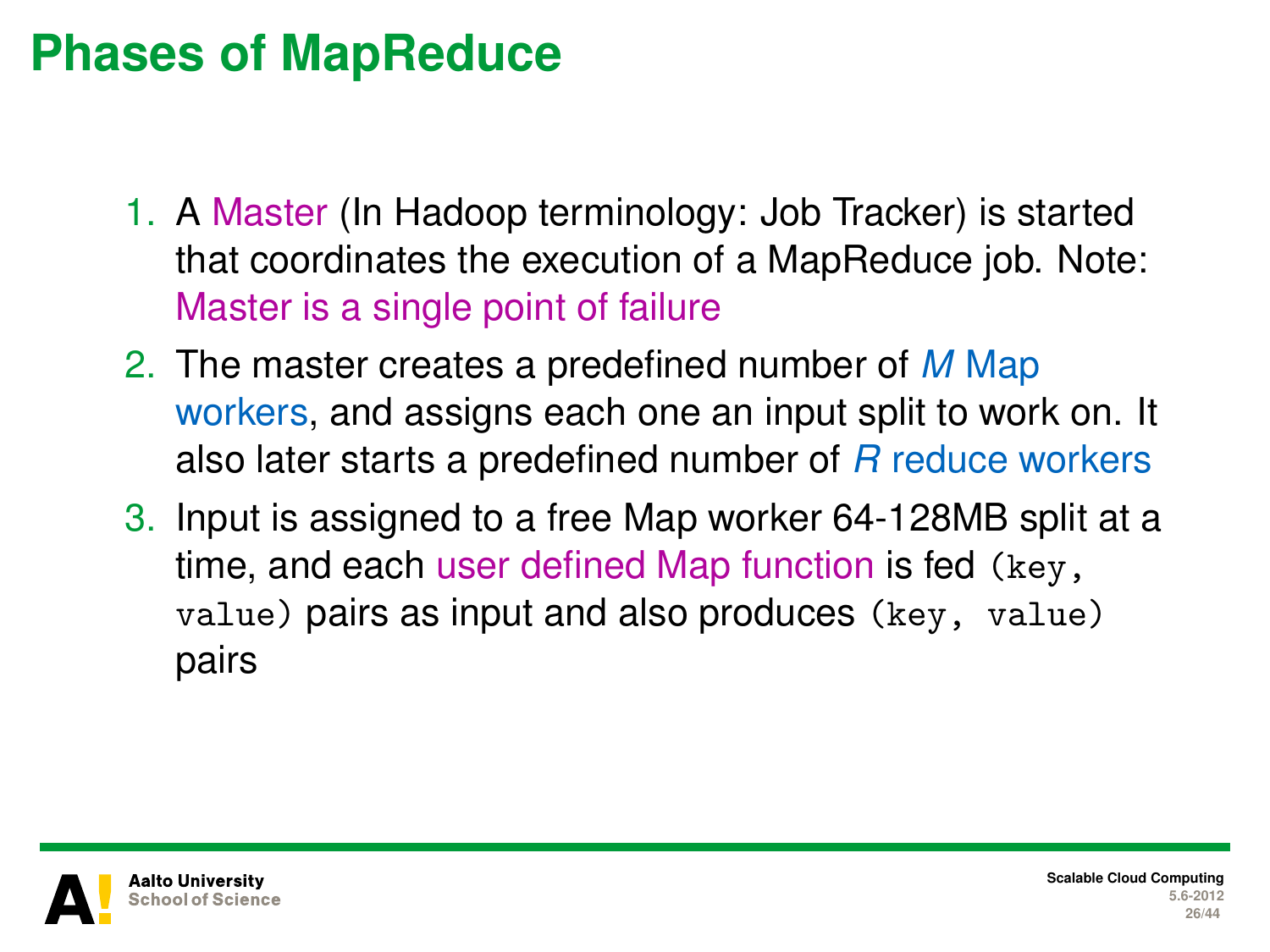# Phases of MapReduce

1. A Master (In Hadoop terminology: Job Tracker) is started that coordinates the execution of a MapReduce job. Note: Master is a single point of failure
2. The master creates a predefined number of $M$ Map workers, and assigns each one an input split to work on. It also later starts a predefined number of $R$ reduce workers
3. Input is assigned to a free Map worker 64-128MB split at a time, and each user defined Map function is fed `(key, value)` pairs as input and also produces `(key, value)` pairs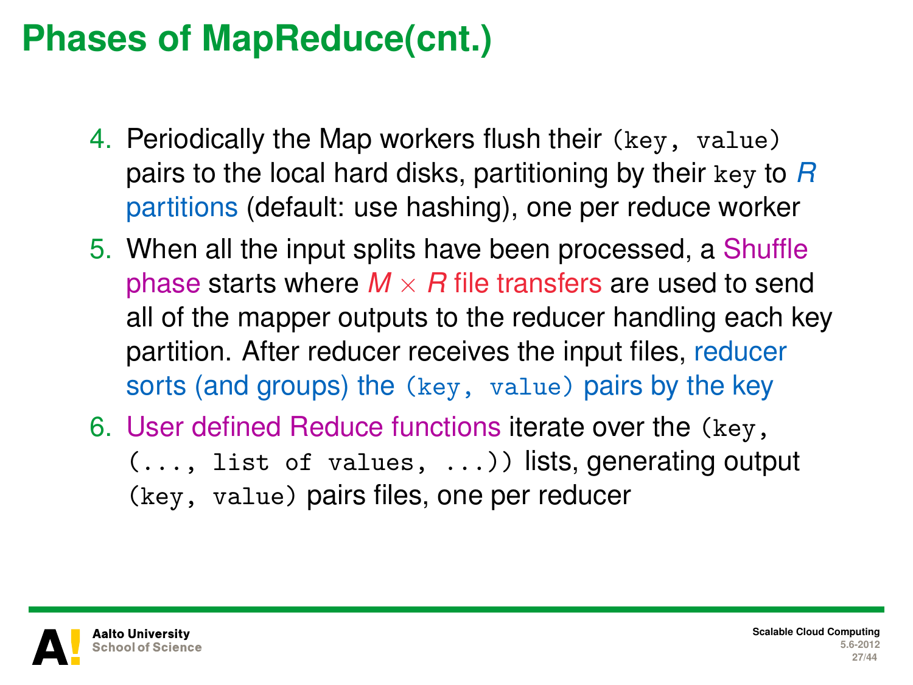# Phases of MapReduce(cnt.)

4. Periodically the Map workers flush their `(key, value)` pairs to the local hard disks, partitioning by their `key` to $R$ partitions (default: use hashing), one per reduce worker
5. When all the input splits have been processed, a Shuffle phase starts where $M \times R$ file transfers are used to send all of the mapper outputs to the reducer handling each key partition. After reducer receives the input files, reducer sorts (and groups) the `(key, value)` pairs by the key
6. User defined Reduce functions iterate over the `(key, (..., list of values, ...))` lists, generating output `(key, value)` pairs files, one per reducer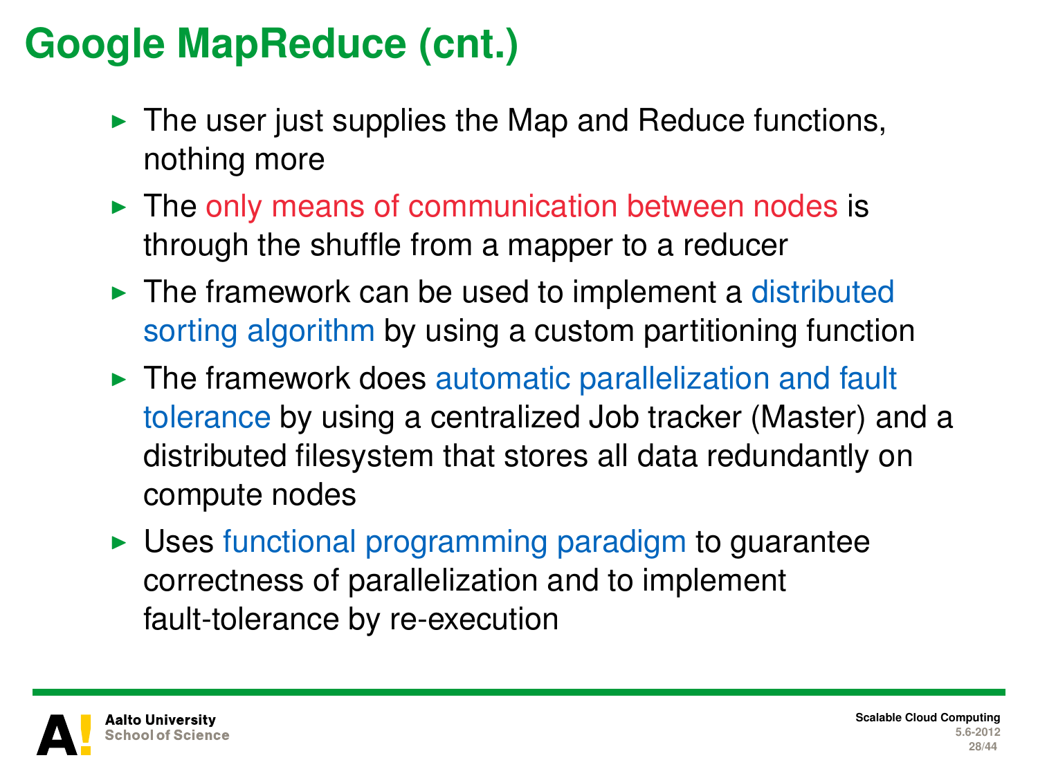# Google MapReduce (cnt.)

- The user just supplies the Map and Reduce functions, nothing more
- The only means of communication between nodes is through the shuffle from a mapper to a reducer
- The framework can be used to implement a distributed sorting algorithm by using a custom partitioning function
- The framework does automatic parallelization and fault tolerance by using a centralized Job tracker (Master) and a distributed filesystem that stores all data redundantly on compute nodes
- Uses functional programming paradigm to guarantee correctness of parallelization and to implement fault-tolerance by re-execution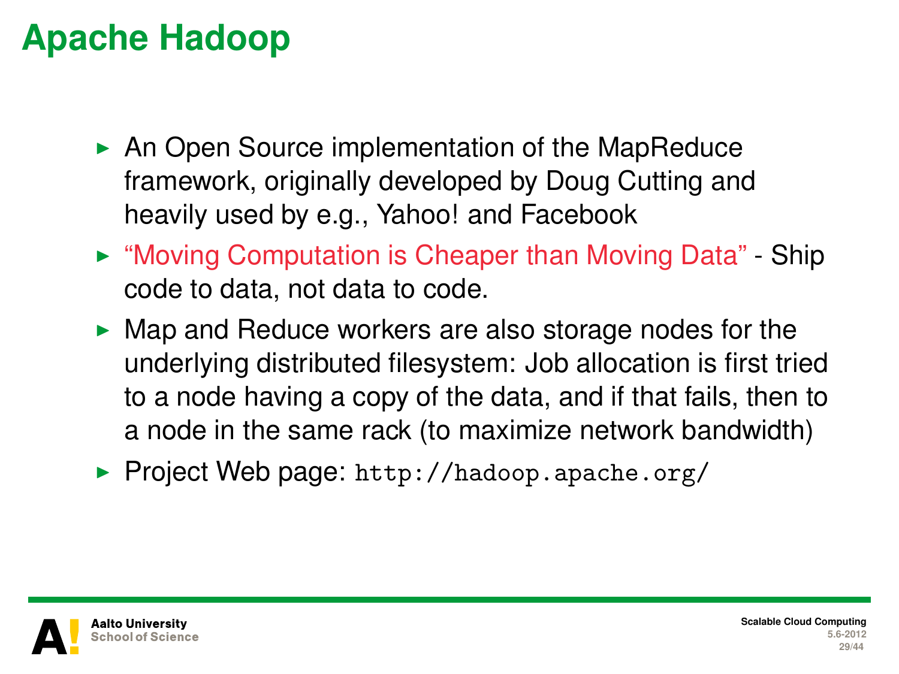# Apache Hadoop

- An Open Source implementation of the MapReduce framework, originally developed by Doug Cutting and heavily used by e.g., Yahoo! and Facebook
- "Moving Computation is Cheaper than Moving Data" - Ship code to data, not data to code.
- Map and Reduce workers are also storage nodes for the underlying distributed filesystem: Job allocation is first tried to a node having a copy of the data, and if that fails, then to a node in the same rack (to maximize network bandwidth)
- Project Web page: `http://hadoop.apache.org/`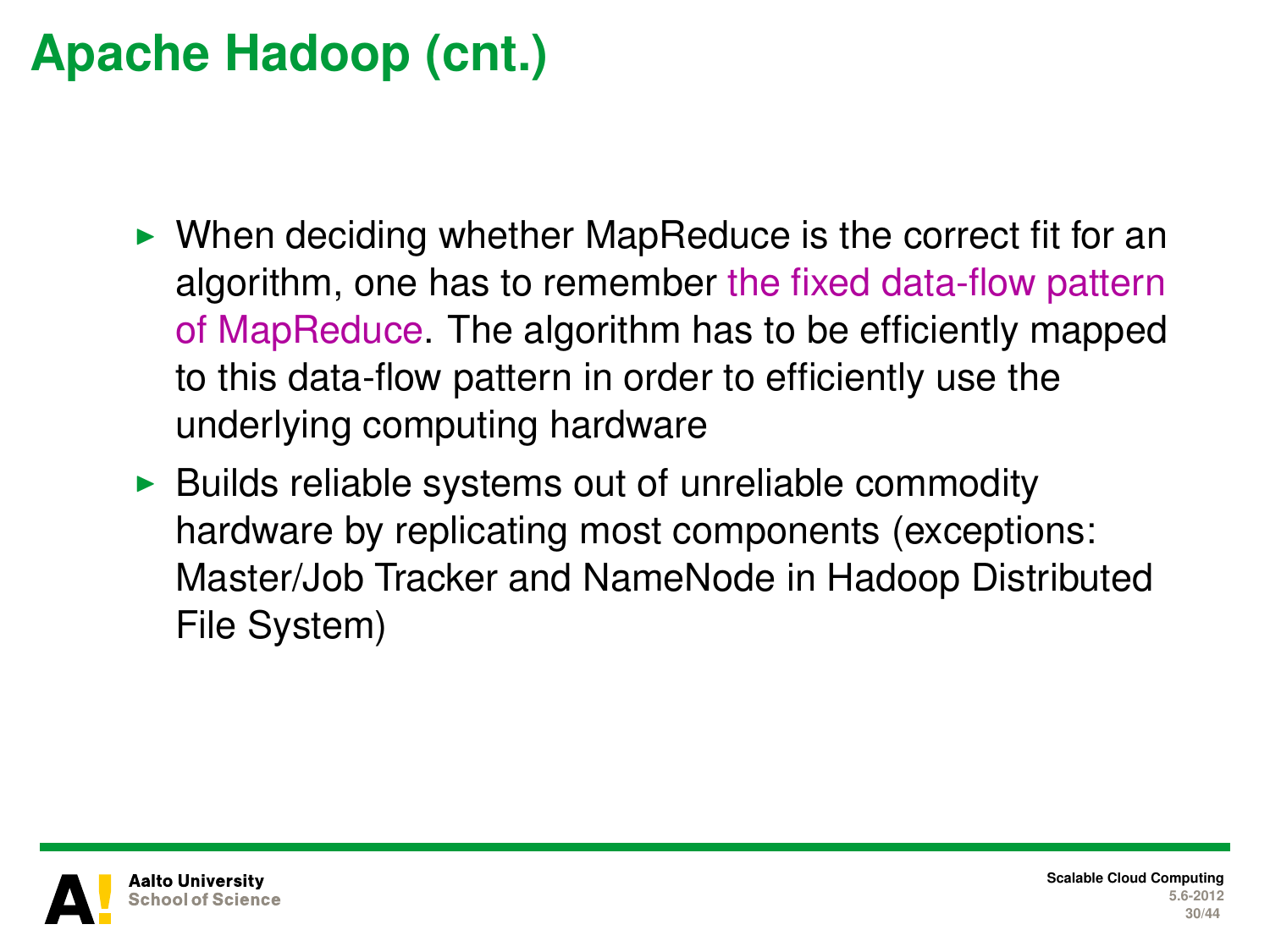# Apache Hadoop (cnt.)

- When deciding whether MapReduce is the correct fit for an algorithm, one has to remember the fixed data-flow pattern of MapReduce. The algorithm has to be efficiently mapped to this data-flow pattern in order to efficiently use the underlying computing hardware
- Builds reliable systems out of unreliable commodity hardware by replicating most components (exceptions: Master/Job Tracker and NameNode in Hadoop Distributed File System)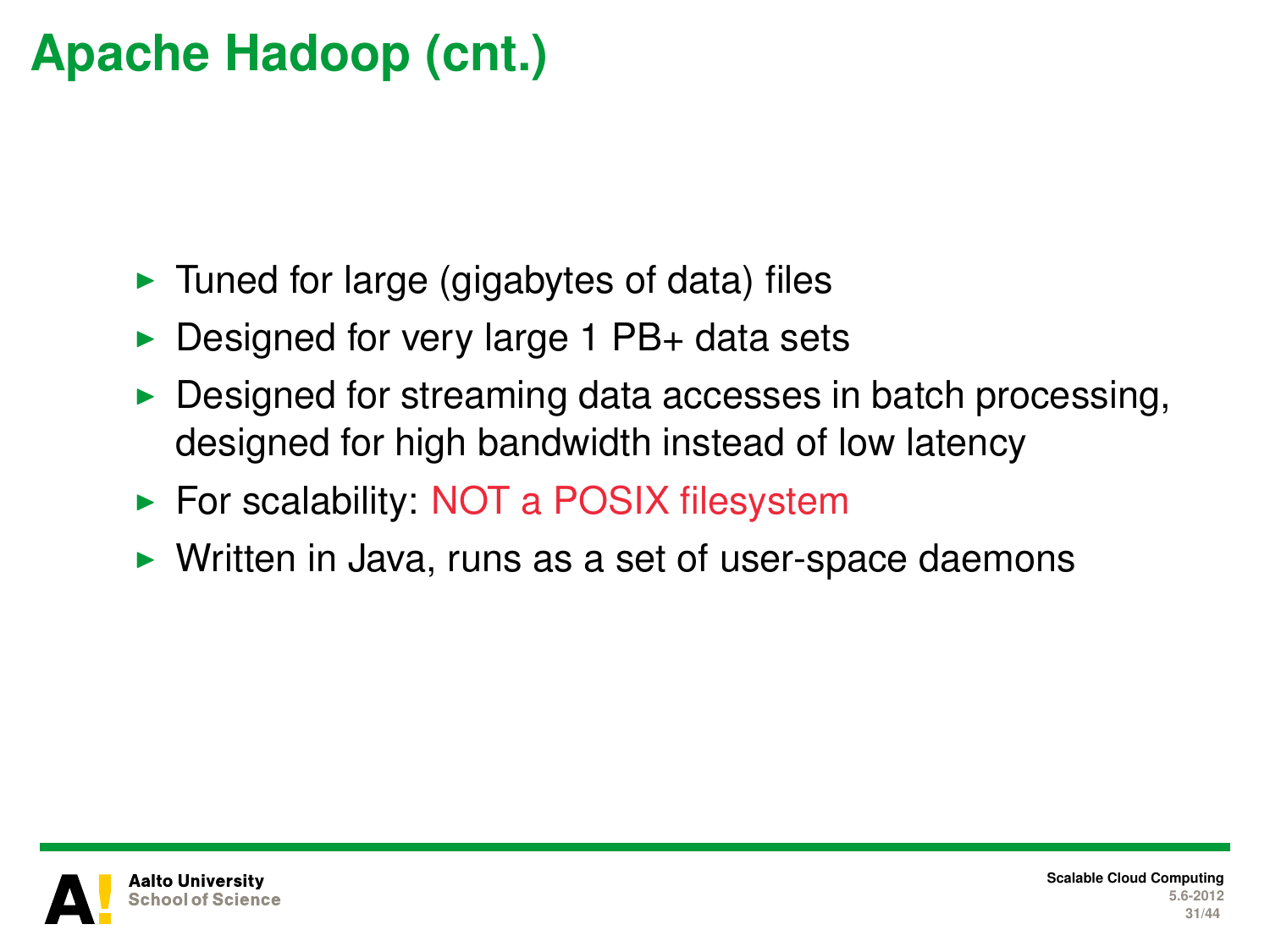# Apache Hadoop (cnt.)

- Tuned for large (gigabytes of data) files
- Designed for very large 1 PB+ data sets
- Designed for streaming data accesses in batch processing, designed for high bandwidth instead of low latency
- For scalability: NOT a POSIX filesystem
- Written in Java, runs as a set of user-space daemons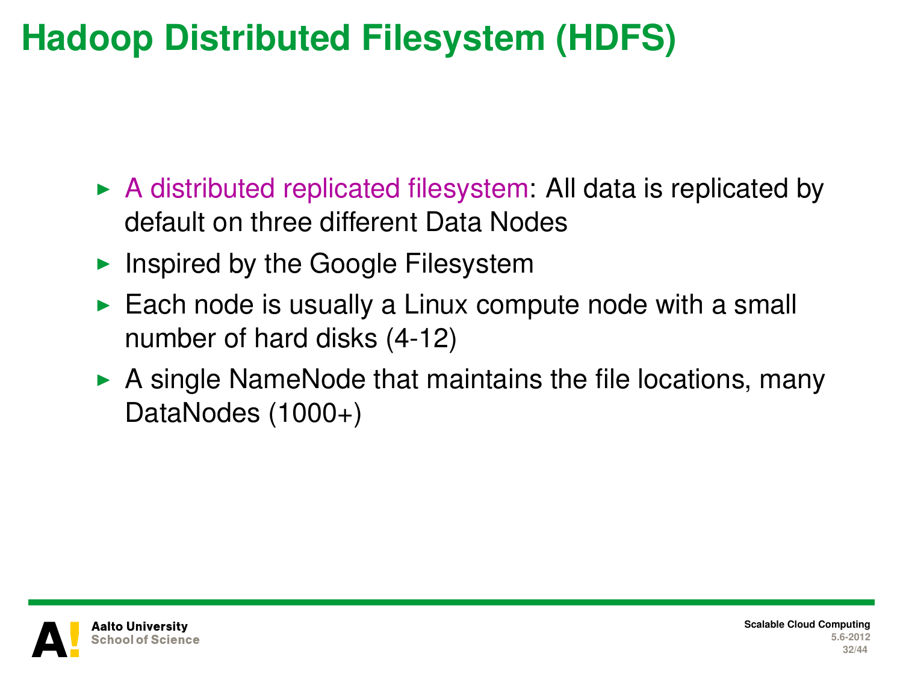# Hadoop Distributed Filesystem (HDFS)

- A distributed replicated filesystem: All data is replicated by default on three different Data Nodes
- Inspired by the Google Filesystem
- Each node is usually a Linux compute node with a small number of hard disks (4-12)
- A single NameNode that maintains the file locations, many DataNodes (1000+)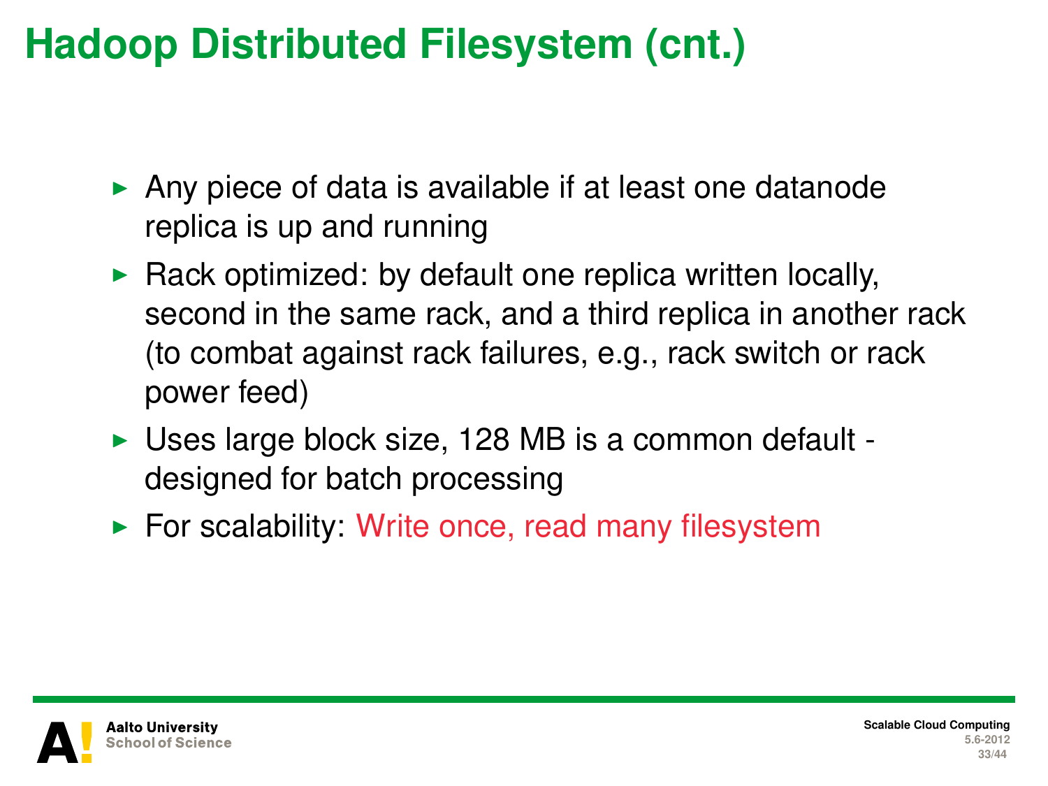# Hadoop Distributed Filesystem (cnt.)

- Any piece of data is available if at least one datanode replica is up and running
- Rack optimized: by default one replica written locally, second in the same rack, and a third replica in another rack (to combat against rack failures, e.g., rack switch or rack power feed)
- Uses large block size, 128 MB is a common default - designed for batch processing
- For scalability: Write once, read many filesystem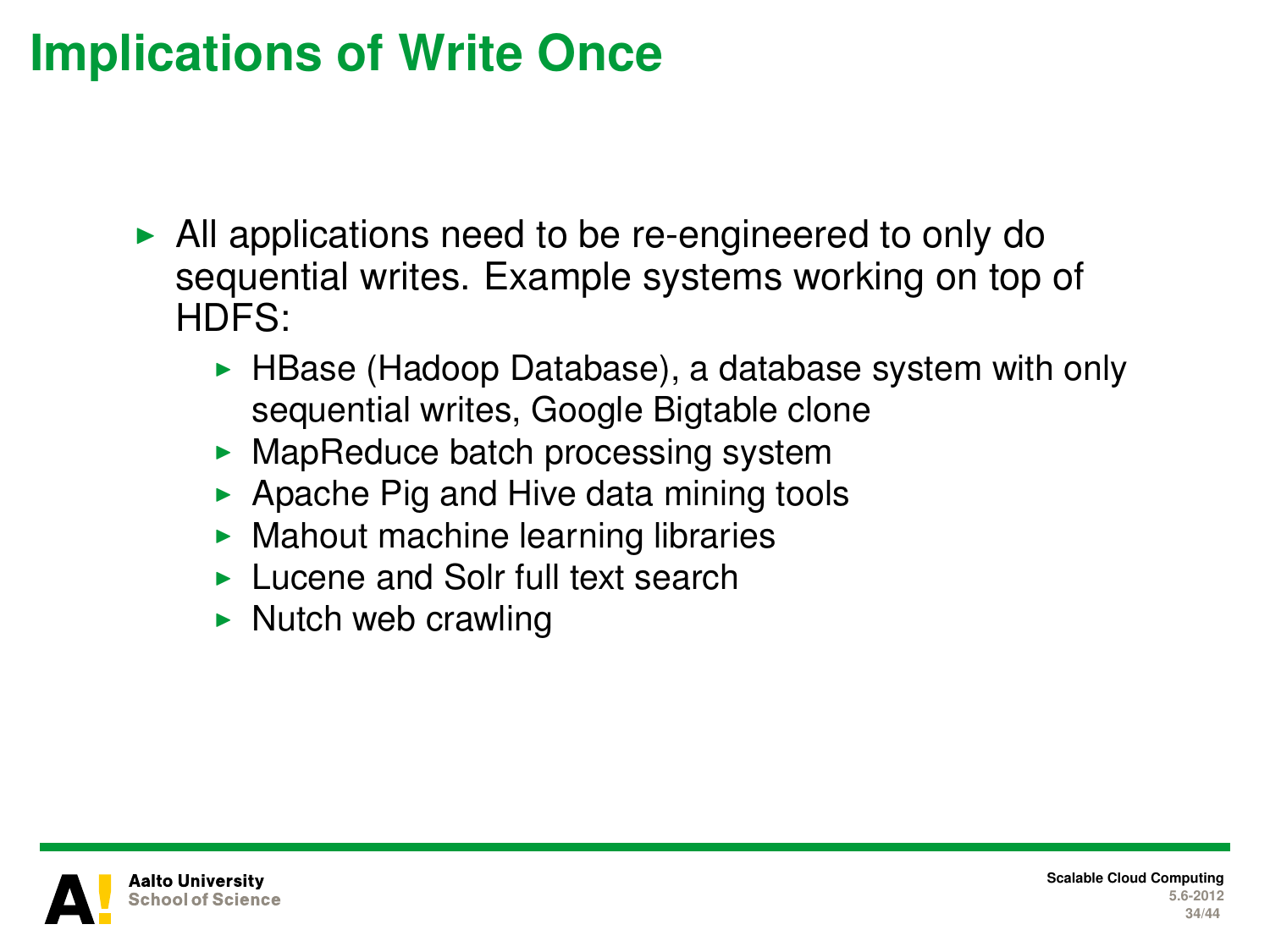# Implications of Write Once

- All applications need to be re-engineered to only do sequential writes. Example systems working on top of HDFS:
  - HBase (Hadoop Database), a database system with only sequential writes, Google Bigtable clone
  - MapReduce batch processing system
  - Apache Pig and Hive data mining tools
  - Mahout machine learning libraries
  - Lucene and Solr full text search
  - Nutch web crawling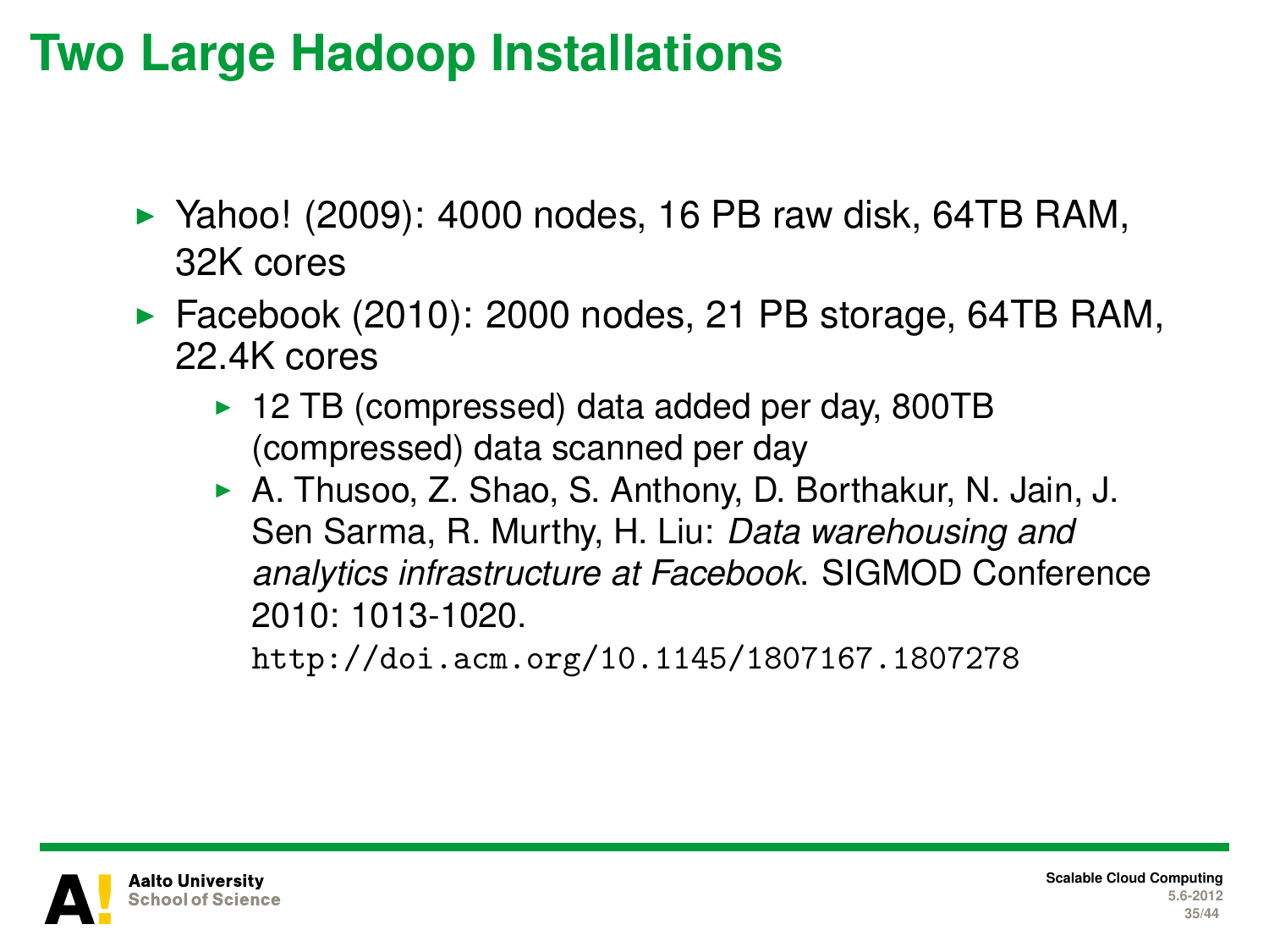# Two Large Hadoop Installations

- Yahoo! (2009): 4000 nodes, 16 PB raw disk, 64TB RAM, 32K cores
- Facebook (2010): 2000 nodes, 21 PB storage, 64TB RAM, 22.4K cores
  - 12 TB (compressed) data added per day, 800TB (compressed) data scanned per day
  - A. Thusoo, Z. Shao, S. Anthony, D. Borthakur, N. Jain, J. Sen Sarma, R. Murthy, H. Liu: *Data warehousing and analytics infrastructure at Facebook*. SIGMOD Conference 2010: 1013-1020.
    `http://doi.acm.org/10.1145/1807167.1807278`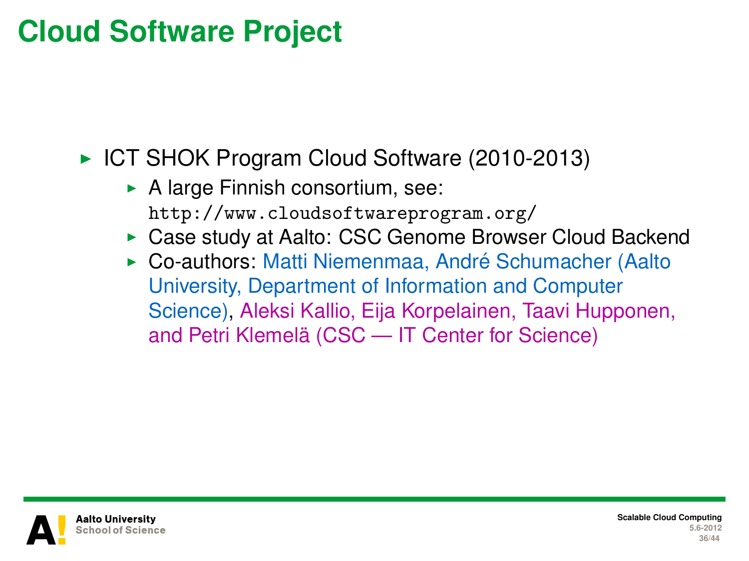# Cloud Software Project

- ICT SHOK Program Cloud Software (2010-2013)
  - A large Finnish consortium, see: `http://www.cloudsoftwareprogram.org/`
  - Case study at Aalto: CSC Genome Browser Cloud Backend
  - Co-authors: Matti Niemenmaa, André Schumacher (Aalto University, Department of Information and Computer Science), Aleksi Kallio, Eija Korpelainen, Taavi Hupponen, and Petri Klemelä (CSC — IT Center for Science)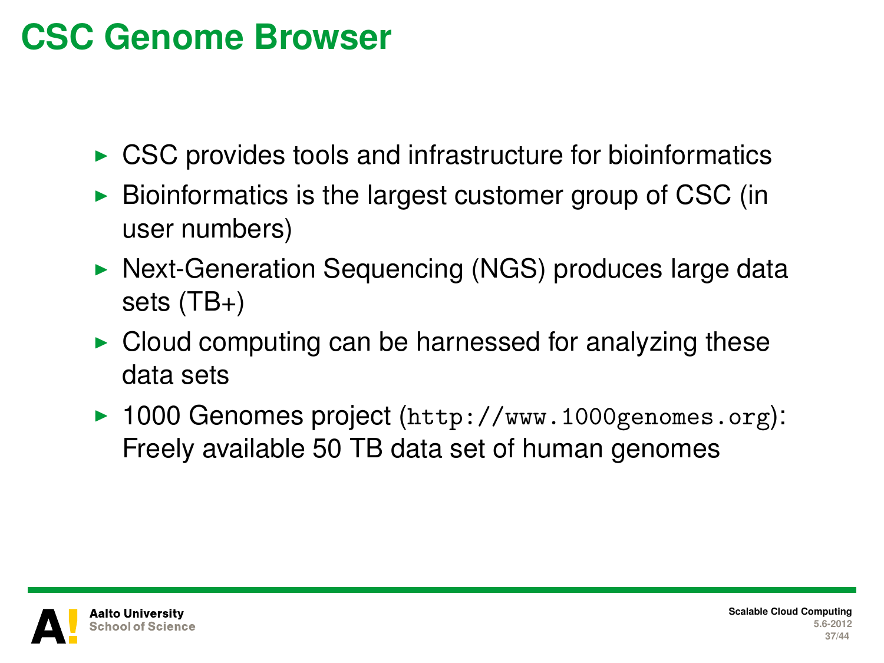# CSC Genome Browser

- CSC provides tools and infrastructure for bioinformatics
- Bioinformatics is the largest customer group of CSC (in user numbers)
- Next-Generation Sequencing (NGS) produces large data sets (TB+)
- Cloud computing can be harnessed for analyzing these data sets
- 1000 Genomes project (`http://www.1000genomes.org`): Freely available 50 TB data set of human genomes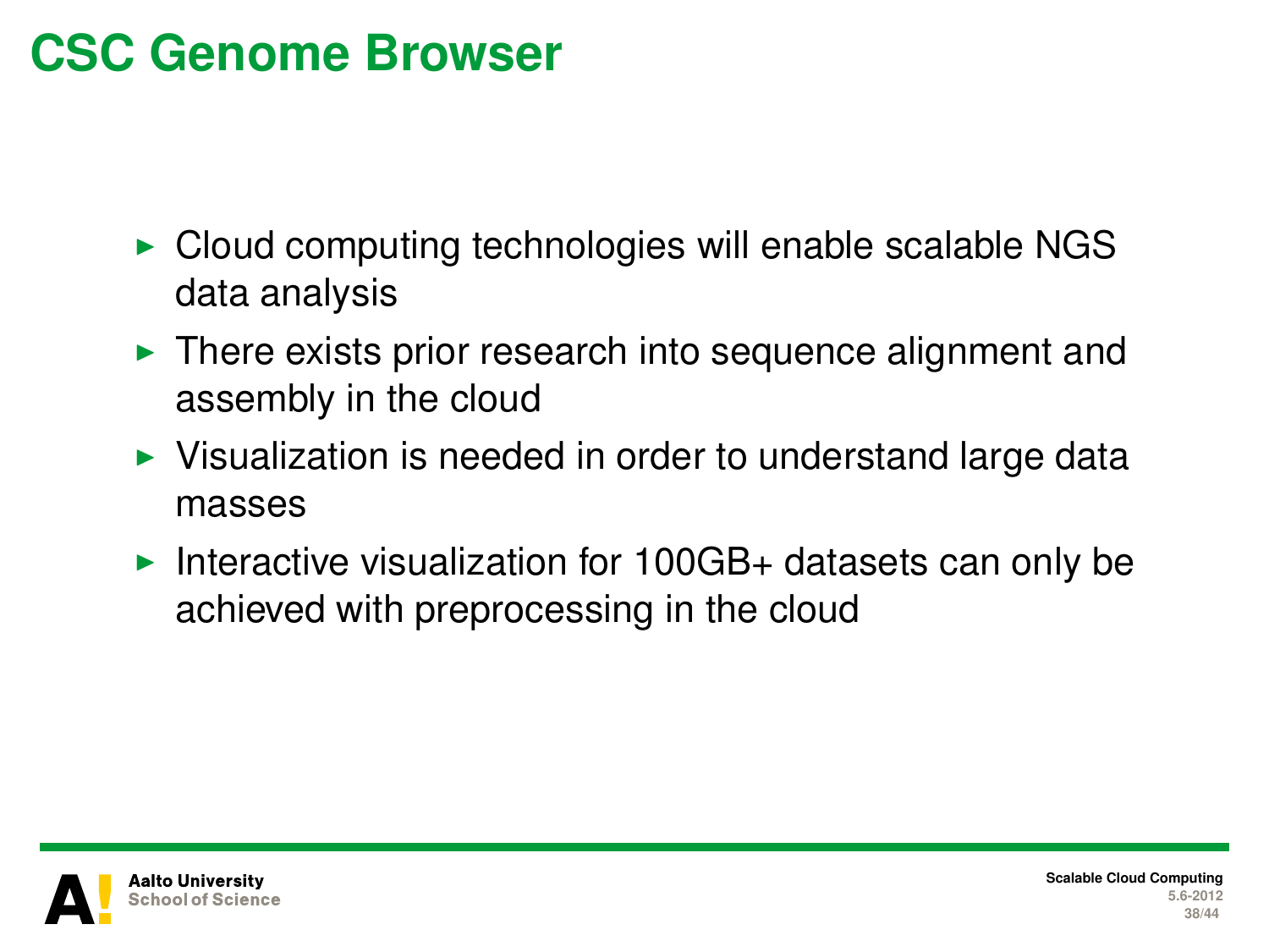# CSC Genome Browser

- Cloud computing technologies will enable scalable NGS data analysis
- There exists prior research into sequence alignment and assembly in the cloud
- Visualization is needed in order to understand large data masses
- Interactive visualization for 100GB+ datasets can only be achieved with preprocessing in the cloud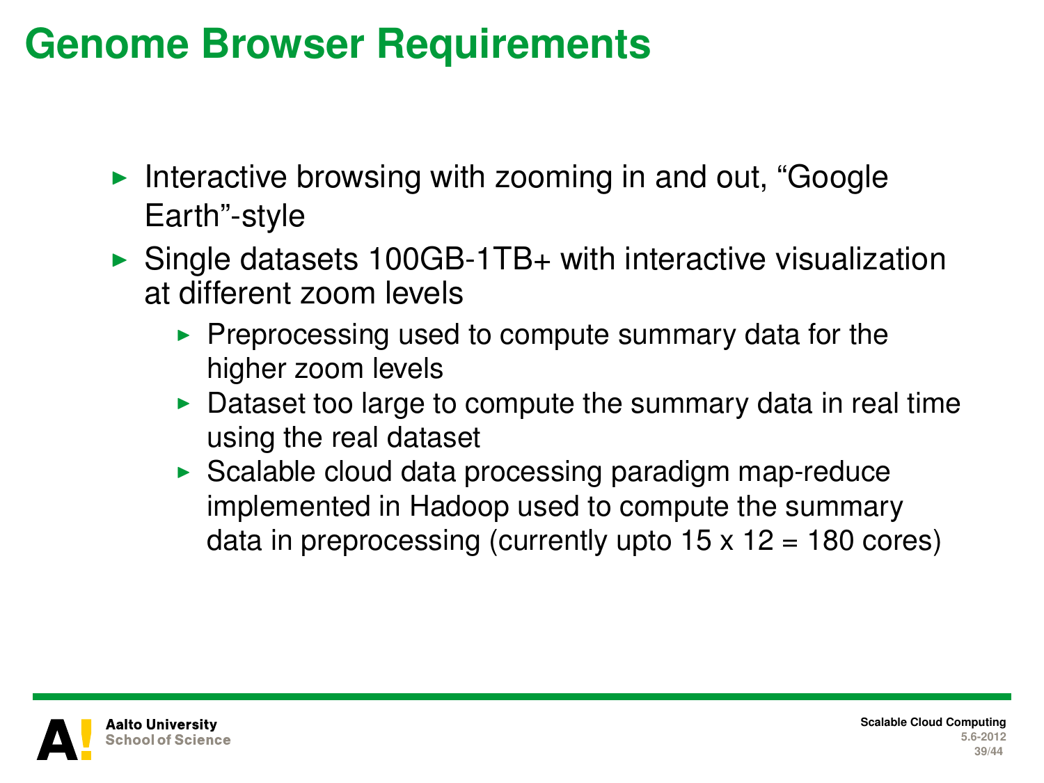# Genome Browser Requirements

- Interactive browsing with zooming in and out, “Google Earth”-style
- Single datasets 100GB-1TB+ with interactive visualization at different zoom levels
  - Preprocessing used to compute summary data for the higher zoom levels
  - Dataset too large to compute the summary data in real time using the real dataset
  - Scalable cloud data processing paradigm map-reduce implemented in Hadoop used to compute the summary data in preprocessing (currently upto 15 x 12 = 180 cores)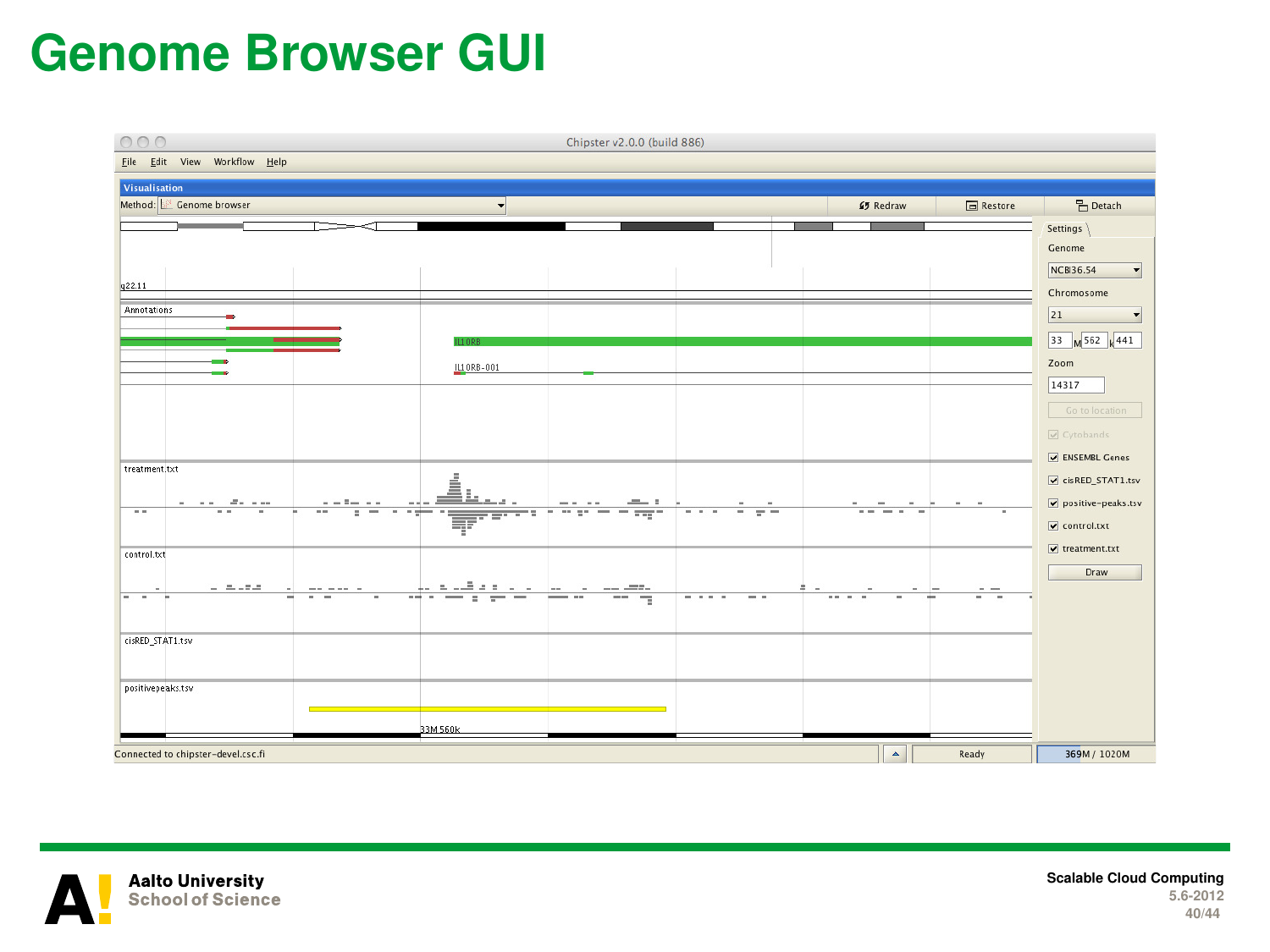# Genome Browser GUI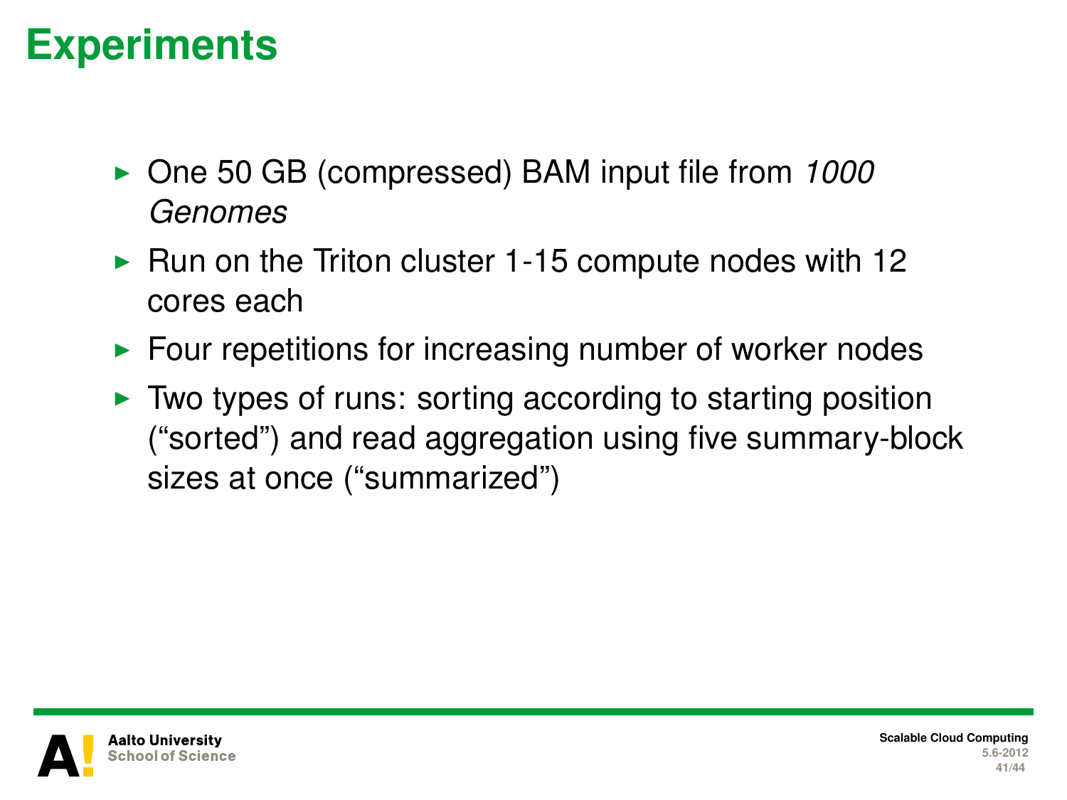# Experiments

- One 50 GB (compressed) BAM input file from *1000 Genomes*
- Run on the Triton cluster 1-15 compute nodes with 12 cores each
- Four repetitions for increasing number of worker nodes
- Two types of runs: sorting according to starting position ("sorted") and read aggregation using five summary-block sizes at once ("summarized")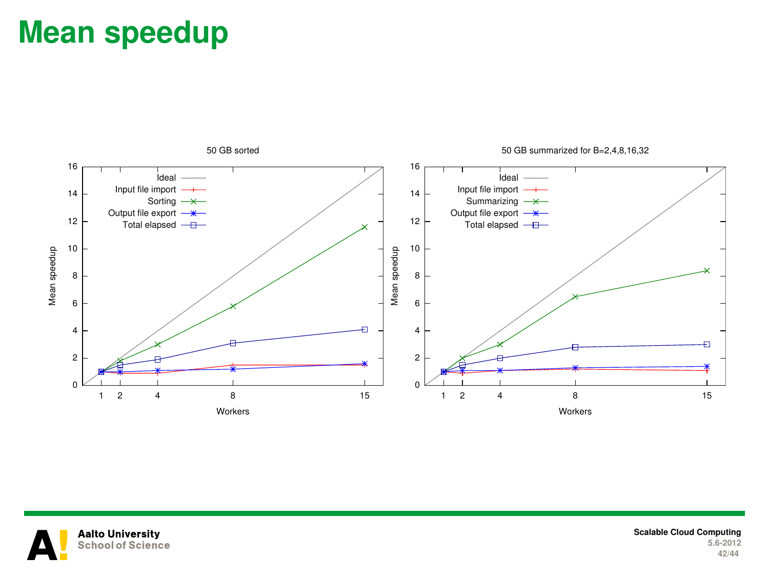# Mean speedup

50 GB sorted

50 GB summarized for B=2,4,8,16,32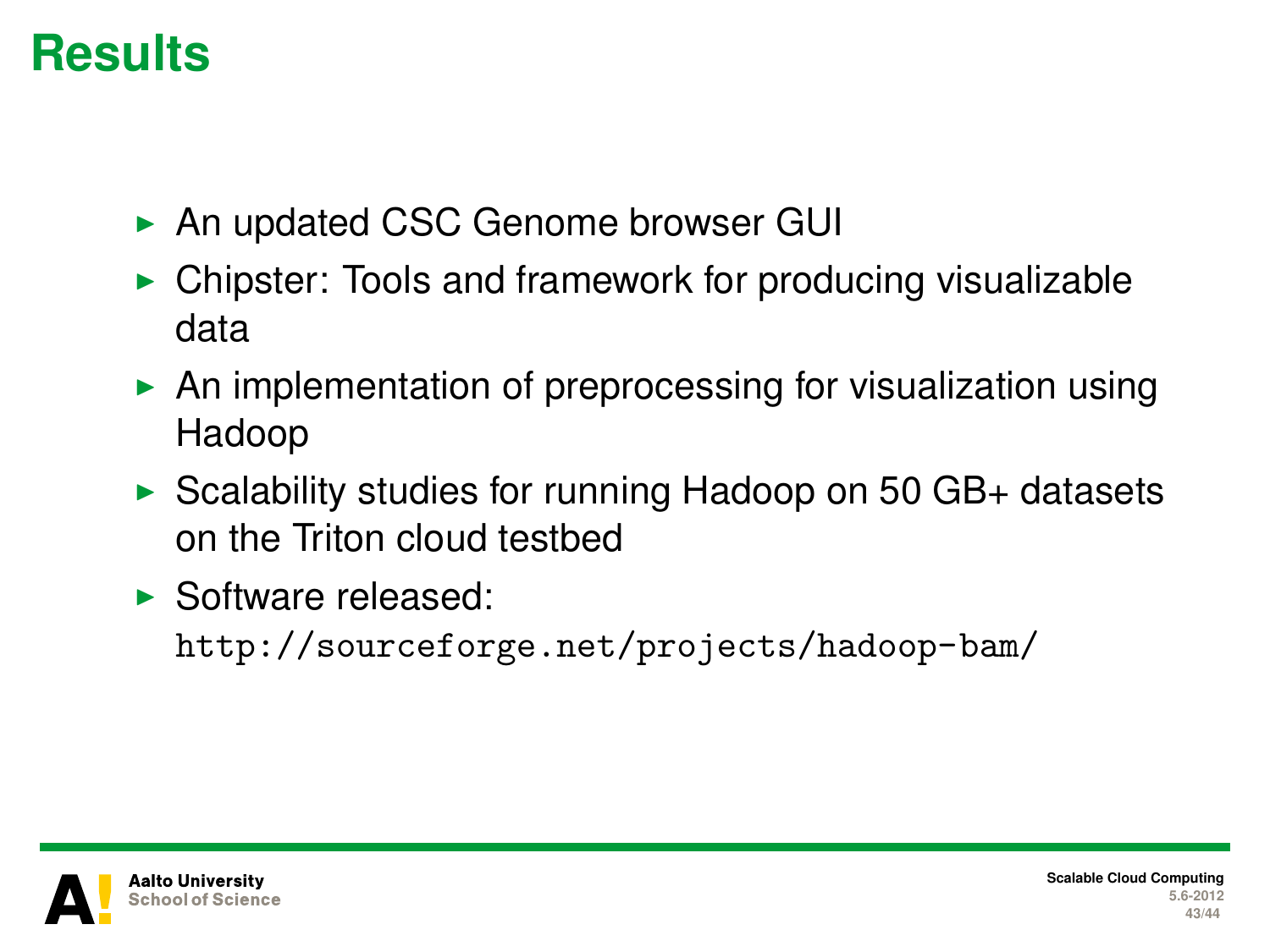# Results

- An updated CSC Genome browser GUI
- Chipster: Tools and framework for producing visualizable data
- An implementation of preprocessing for visualization using Hadoop
- Scalability studies for running Hadoop on 50 GB+ datasets on the Triton cloud testbed
- Software released:
  `http://sourceforge.net/projects/hadoop-bam/`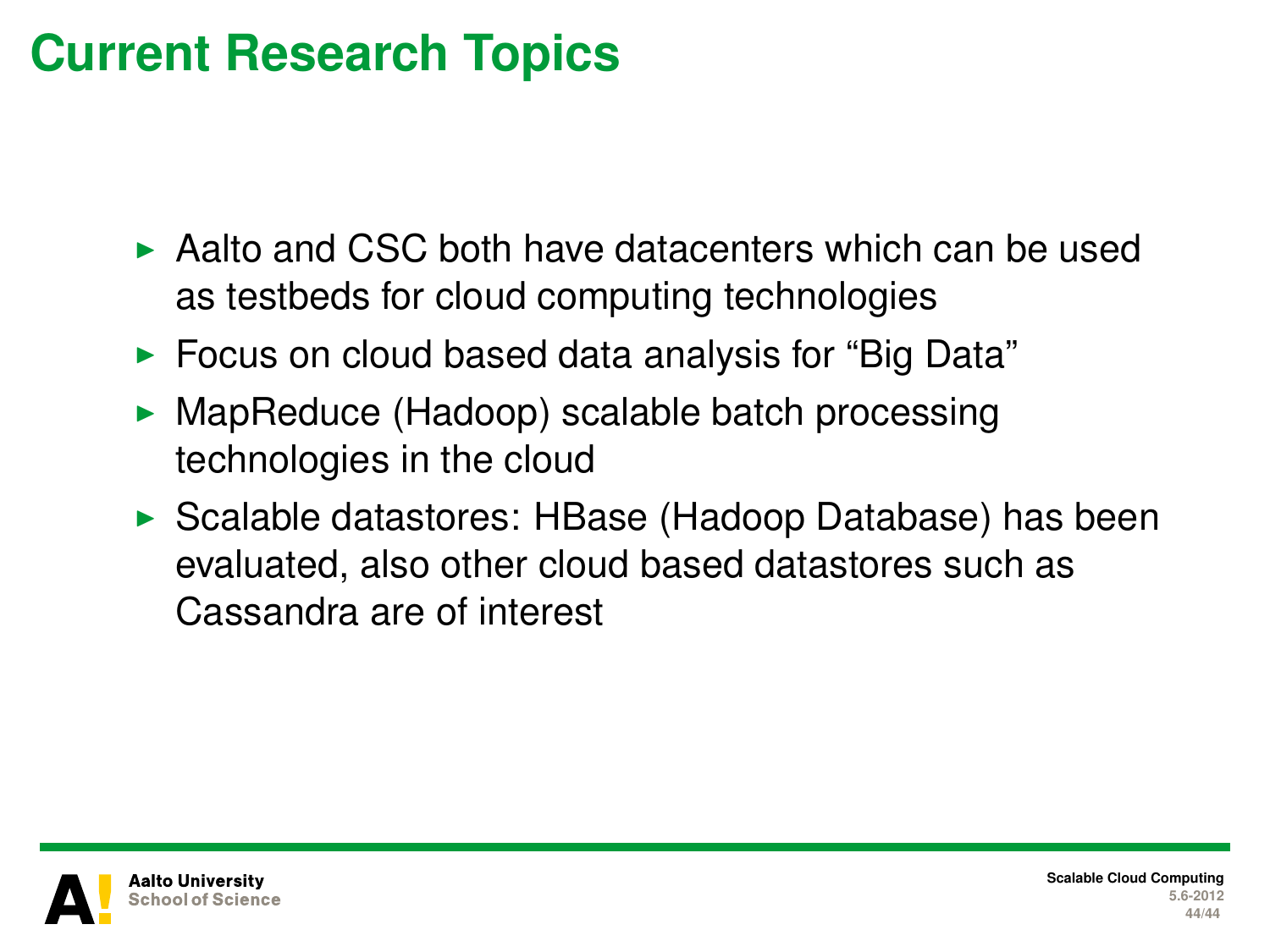# Current Research Topics

- Aalto and CSC both have datacenters which can be used as testbeds for cloud computing technologies
- Focus on cloud based data analysis for “Big Data”
- MapReduce (Hadoop) scalable batch processing technologies in the cloud
- Scalable datastores: HBase (Hadoop Database) has been evaluated, also other cloud based datastores such as Cassandra are of interest